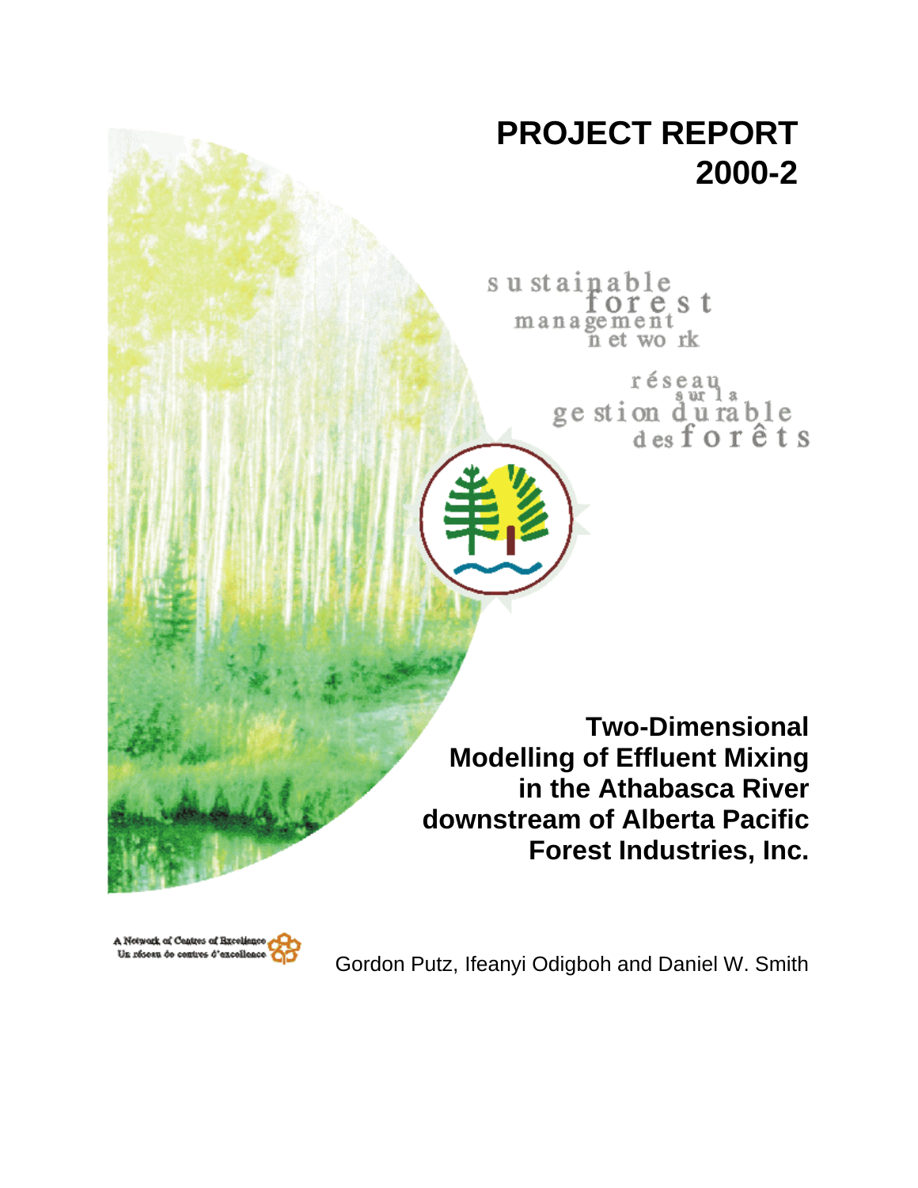# PROJECT REPORT 2000-2

sustainable forest management network

réseau sur la gestion durable des forêts

## Two-Dimensional Modelling of Effluent Mixing in the Athabasca River downstream of Alberta Pacific Forest Industries, Inc.

A Network of Centres of Excellence
Un réseau de centres d'excellence

Gordon Putz, Ifeanyi Odigboh and Daniel W. Smith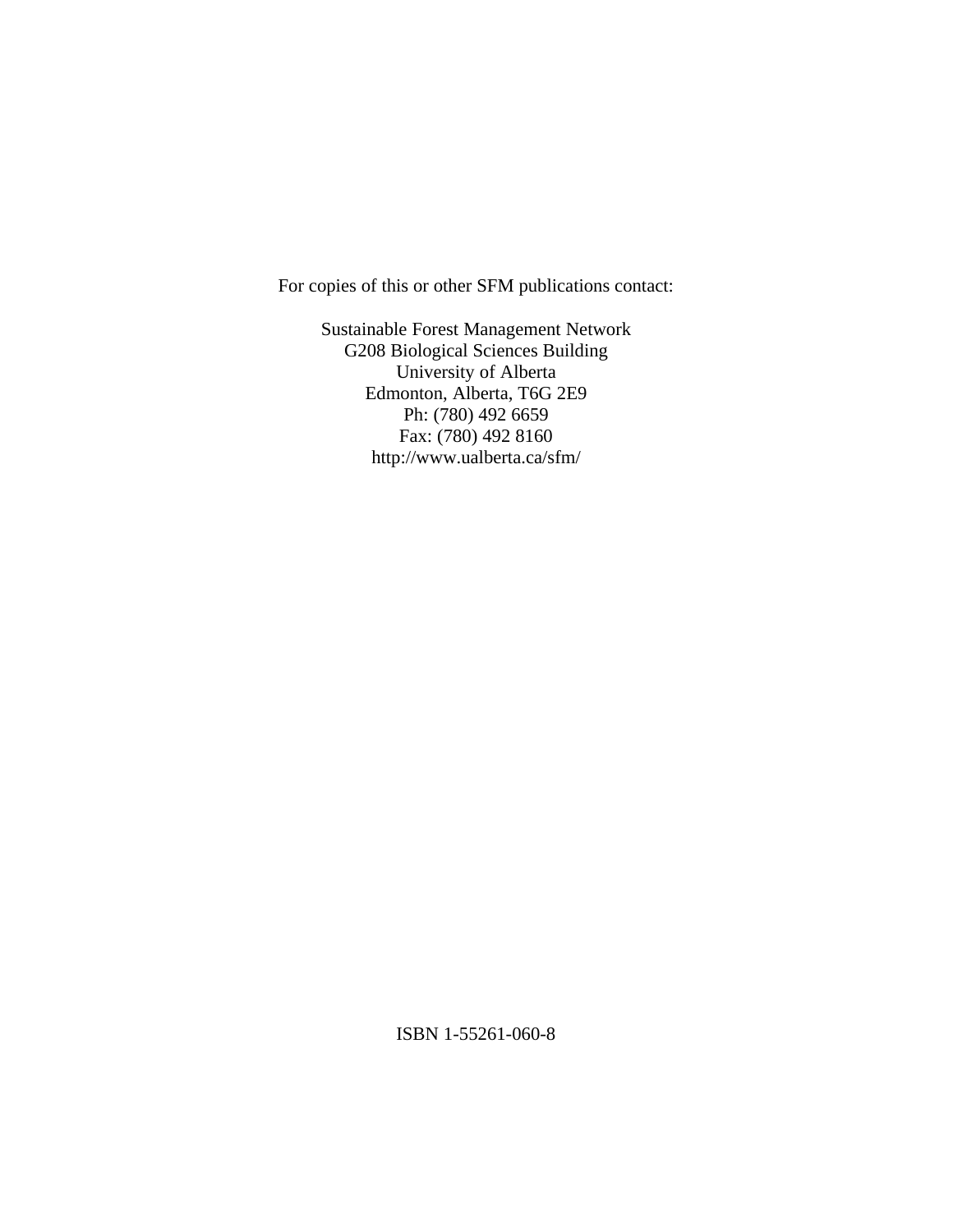For copies of this or other SFM publications contact:

Sustainable Forest Management Network  
G208 Biological Sciences Building  
University of Alberta  
Edmonton, Alberta, T6G 2E9  
Ph: (780) 492 6659  
Fax: (780) 492 8160  
http://www.ualberta.ca/sfm/

ISBN 1-55261-060-8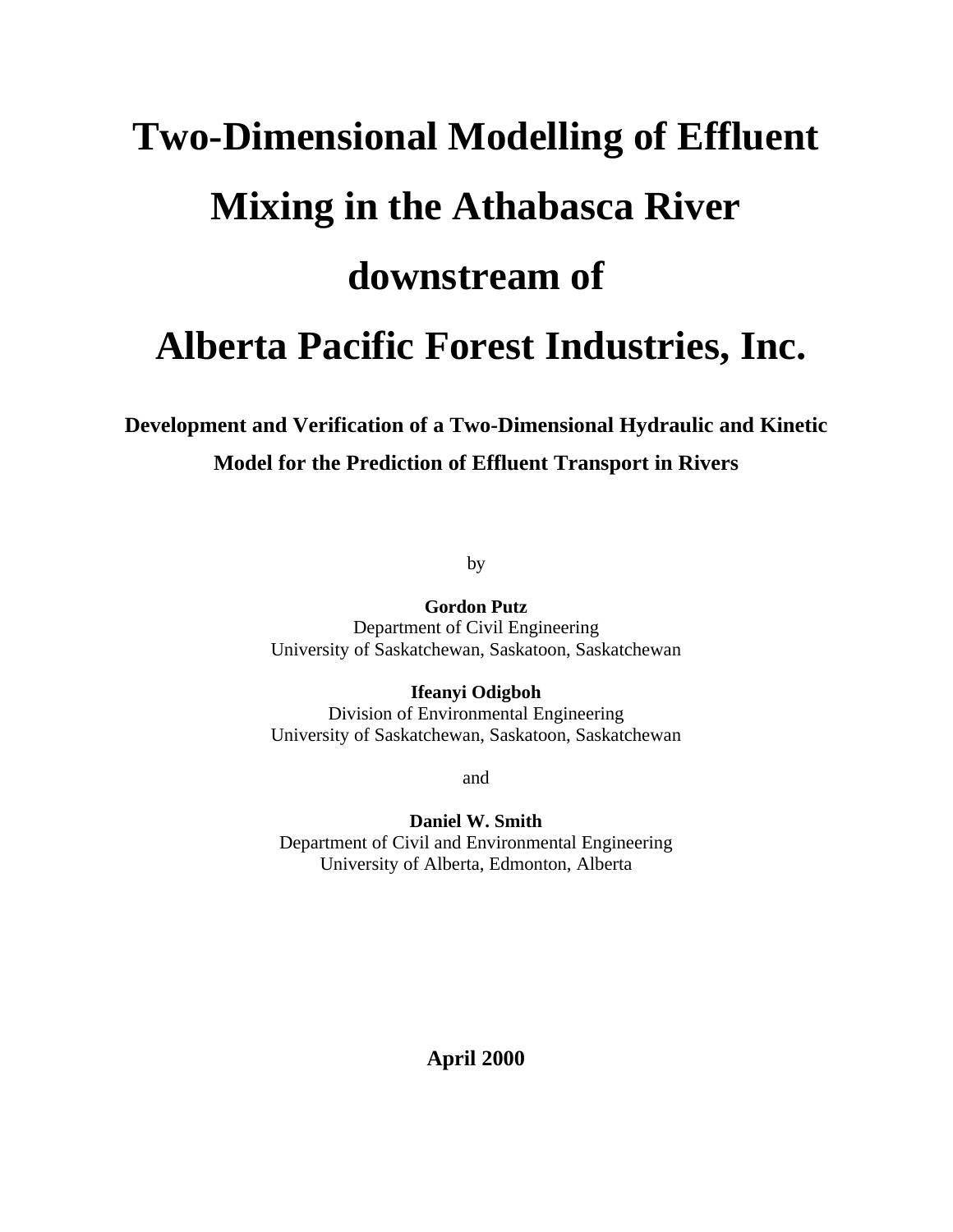# Two-Dimensional Modelling of Effluent Mixing in the Athabasca River downstream of Alberta Pacific Forest Industries, Inc.

**Development and Verification of a Two-Dimensional Hydraulic and Kinetic Model for the Prediction of Effluent Transport in Rivers**

by

**Gordon Putz**
Department of Civil Engineering
University of Saskatchewan, Saskatoon, Saskatchewan

**Ifeanyi Odigboh**
Division of Environmental Engineering
University of Saskatchewan, Saskatoon, Saskatchewan

and

**Daniel W. Smith**
Department of Civil and Environmental Engineering
University of Alberta, Edmonton, Alberta

**April 2000**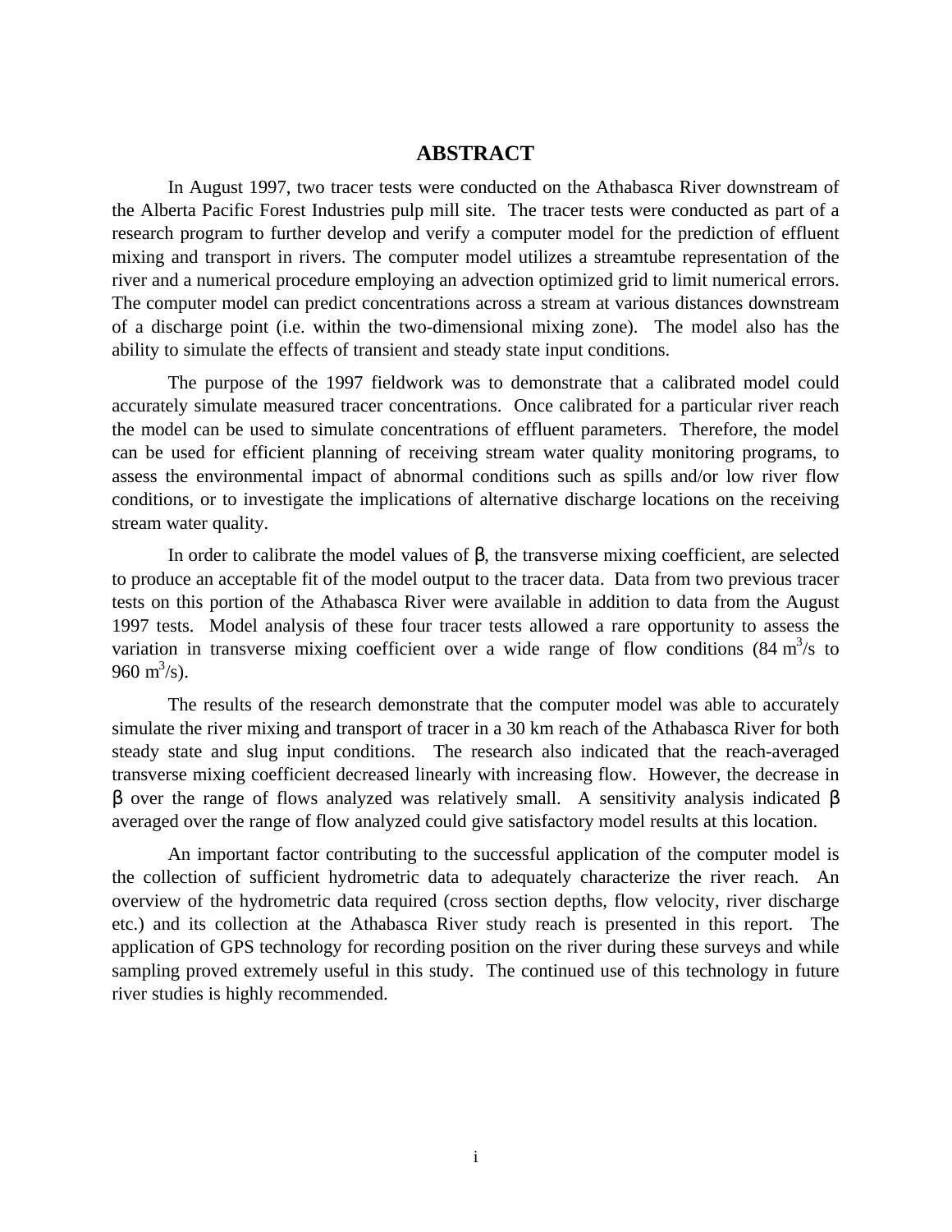# ABSTRACT

In August 1997, two tracer tests were conducted on the Athabasca River downstream of the Alberta Pacific Forest Industries pulp mill site. The tracer tests were conducted as part of a research program to further develop and verify a computer model for the prediction of effluent mixing and transport in rivers. The computer model utilizes a streamtube representation of the river and a numerical procedure employing an advection optimized grid to limit numerical errors. The computer model can predict concentrations across a stream at various distances downstream of a discharge point (i.e. within the two-dimensional mixing zone). The model also has the ability to simulate the effects of transient and steady state input conditions.

The purpose of the 1997 fieldwork was to demonstrate that a calibrated model could accurately simulate measured tracer concentrations. Once calibrated for a particular river reach the model can be used to simulate concentrations of effluent parameters. Therefore, the model can be used for efficient planning of receiving stream water quality monitoring programs, to assess the environmental impact of abnormal conditions such as spills and/or low river flow conditions, or to investigate the implications of alternative discharge locations on the receiving stream water quality.

In order to calibrate the model values of $\beta$, the transverse mixing coefficient, are selected to produce an acceptable fit of the model output to the tracer data. Data from two previous tracer tests on this portion of the Athabasca River were available in addition to data from the August 1997 tests. Model analysis of these four tracer tests allowed a rare opportunity to assess the variation in transverse mixing coefficient over a wide range of flow conditions (84 $m^3/s$ to 960 $m^3/s$).

The results of the research demonstrate that the computer model was able to accurately simulate the river mixing and transport of tracer in a 30 km reach of the Athabasca River for both steady state and slug input conditions. The research also indicated that the reach-averaged transverse mixing coefficient decreased linearly with increasing flow. However, the decrease in $\beta$ over the range of flows analyzed was relatively small. A sensitivity analysis indicated $\beta$ averaged over the range of flow analyzed could give satisfactory model results at this location.

An important factor contributing to the successful application of the computer model is the collection of sufficient hydrometric data to adequately characterize the river reach. An overview of the hydrometric data required (cross section depths, flow velocity, river discharge etc.) and its collection at the Athabasca River study reach is presented in this report. The application of GPS technology for recording position on the river during these surveys and while sampling proved extremely useful in this study. The continued use of this technology in future river studies is highly recommended.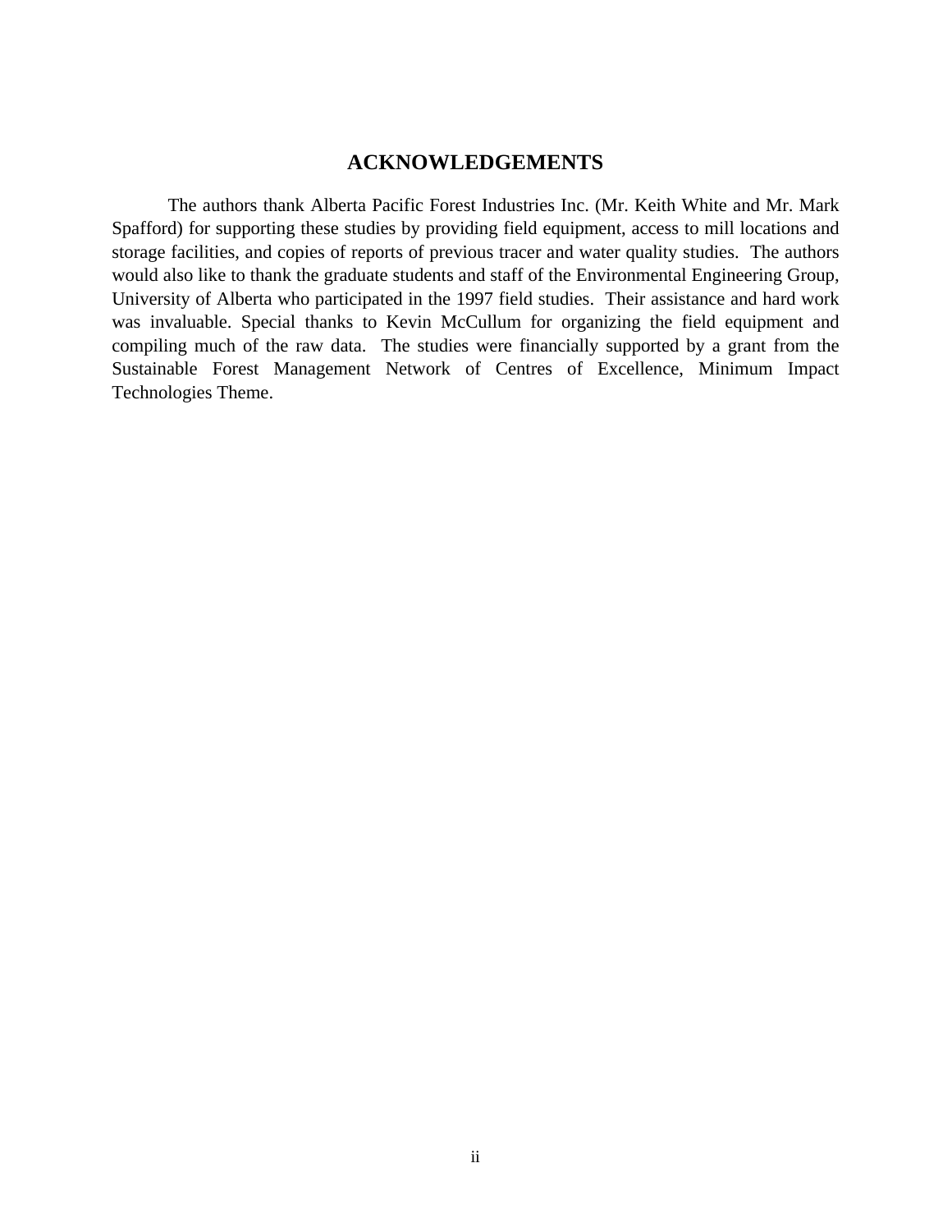# ACKNOWLEDGEMENTS

The authors thank Alberta Pacific Forest Industries Inc. (Mr. Keith White and Mr. Mark Spafford) for supporting these studies by providing field equipment, access to mill locations and storage facilities, and copies of reports of previous tracer and water quality studies. The authors would also like to thank the graduate students and staff of the Environmental Engineering Group, University of Alberta who participated in the 1997 field studies. Their assistance and hard work was invaluable. Special thanks to Kevin McCullum for organizing the field equipment and compiling much of the raw data. The studies were financially supported by a grant from the Sustainable Forest Management Network of Centres of Excellence, Minimum Impact Technologies Theme.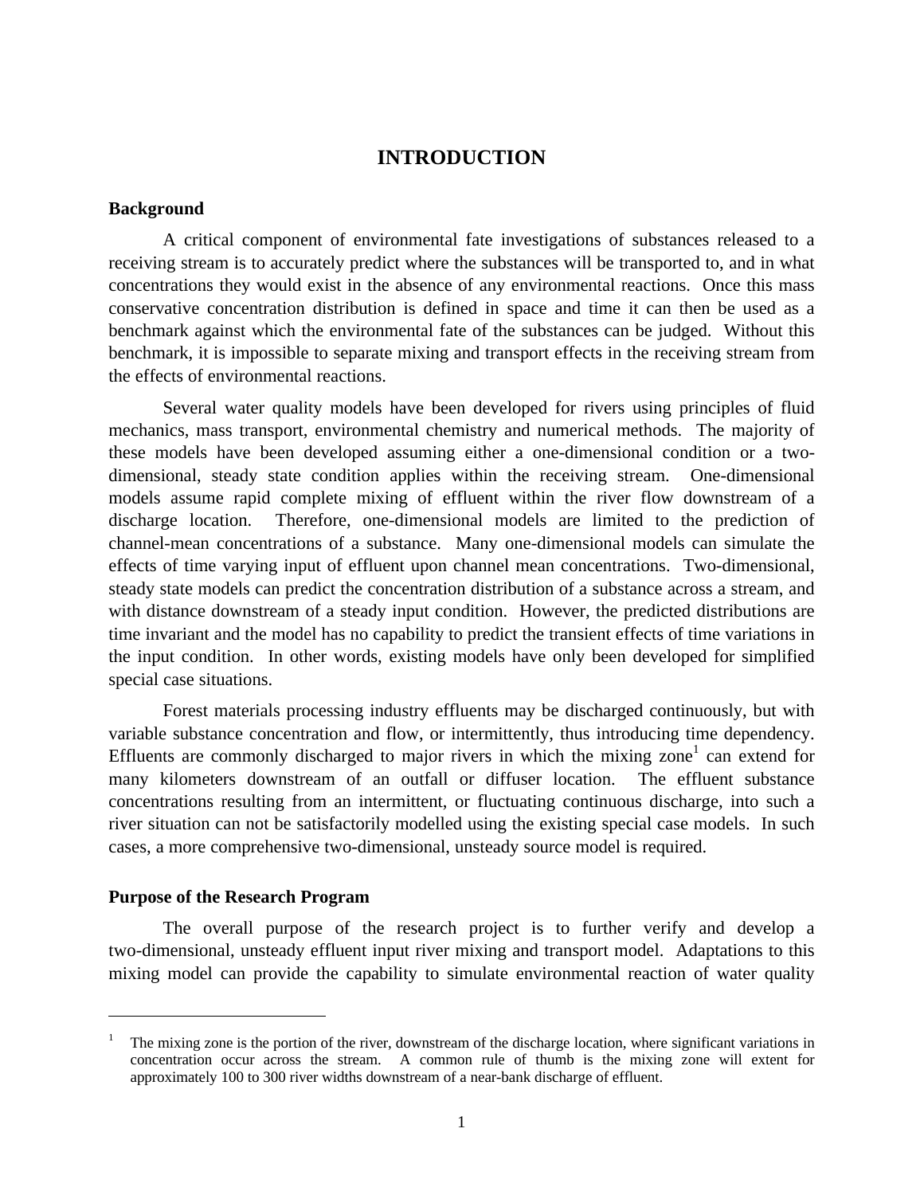# INTRODUCTION

## Background

A critical component of environmental fate investigations of substances released to a receiving stream is to accurately predict where the substances will be transported to, and in what concentrations they would exist in the absence of any environmental reactions. Once this mass conservative concentration distribution is defined in space and time it can then be used as a benchmark against which the environmental fate of the substances can be judged. Without this benchmark, it is impossible to separate mixing and transport effects in the receiving stream from the effects of environmental reactions.

Several water quality models have been developed for rivers using principles of fluid mechanics, mass transport, environmental chemistry and numerical methods. The majority of these models have been developed assuming either a one-dimensional condition or a two-dimensional, steady state condition applies within the receiving stream. One-dimensional models assume rapid complete mixing of effluent within the river flow downstream of a discharge location. Therefore, one-dimensional models are limited to the prediction of channel-mean concentrations of a substance. Many one-dimensional models can simulate the effects of time varying input of effluent upon channel mean concentrations. Two-dimensional, steady state models can predict the concentration distribution of a substance across a stream, and with distance downstream of a steady input condition. However, the predicted distributions are time invariant and the model has no capability to predict the transient effects of time variations in the input condition. In other words, existing models have only been developed for simplified special case situations.

Forest materials processing industry effluents may be discharged continuously, but with variable substance concentration and flow, or intermittently, thus introducing time dependency. Effluents are commonly discharged to major rivers in which the mixing zone[1] can extend for many kilometers downstream of an outfall or diffuser location. The effluent substance concentrations resulting from an intermittent, or fluctuating continuous discharge, into such a river situation can not be satisfactorily modelled using the existing special case models. In such cases, a more comprehensive two-dimensional, unsteady source model is required.

## Purpose of the Research Program

The overall purpose of the research project is to further verify and develop a two-dimensional, unsteady effluent input river mixing and transport model. Adaptations to this mixing model can provide the capability to simulate environmental reaction of water quality

---

[1] The mixing zone is the portion of the river, downstream of the discharge location, where significant variations in concentration occur across the stream. A common rule of thumb is the mixing zone will extent for approximately 100 to 300 river widths downstream of a near-bank discharge of effluent.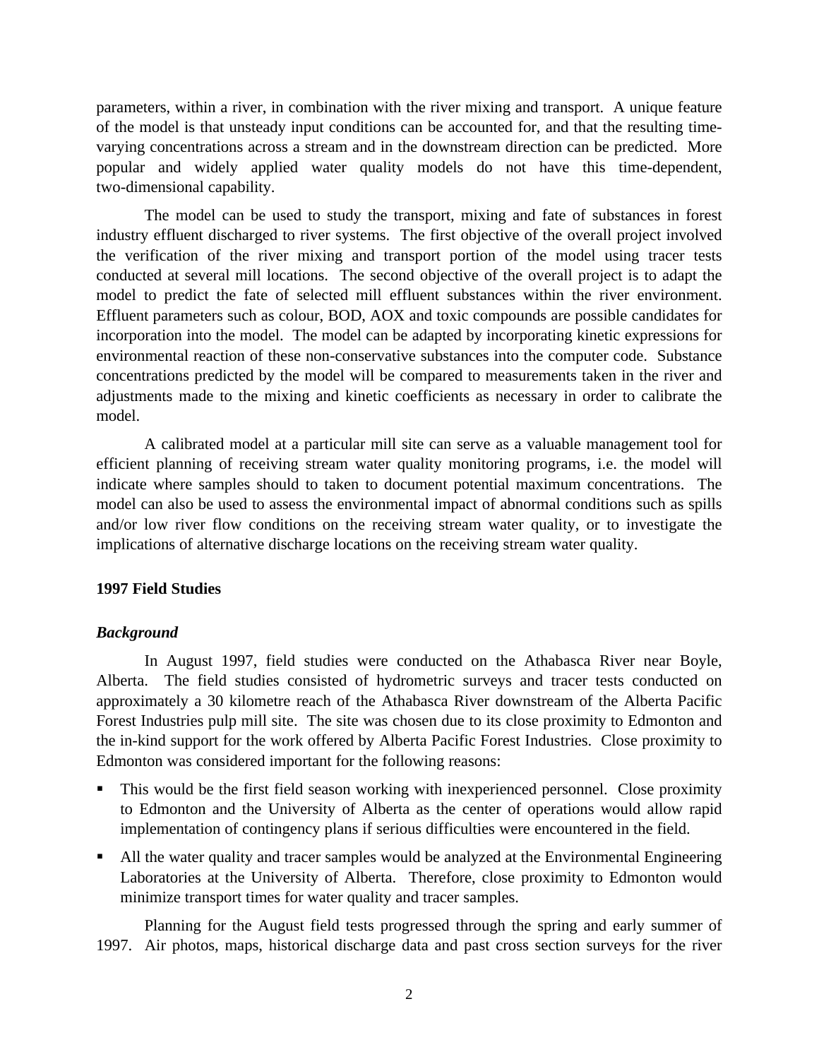parameters, within a river, in combination with the river mixing and transport. A unique feature of the model is that unsteady input conditions can be accounted for, and that the resulting time-varying concentrations across a stream and in the downstream direction can be predicted. More popular and widely applied water quality models do not have this time-dependent, two-dimensional capability.

The model can be used to study the transport, mixing and fate of substances in forest industry effluent discharged to river systems. The first objective of the overall project involved the verification of the river mixing and transport portion of the model using tracer tests conducted at several mill locations. The second objective of the overall project is to adapt the model to predict the fate of selected mill effluent substances within the river environment. Effluent parameters such as colour, BOD, AOX and toxic compounds are possible candidates for incorporation into the model. The model can be adapted by incorporating kinetic expressions for environmental reaction of these non-conservative substances into the computer code. Substance concentrations predicted by the model will be compared to measurements taken in the river and adjustments made to the mixing and kinetic coefficients as necessary in order to calibrate the model.

A calibrated model at a particular mill site can serve as a valuable management tool for efficient planning of receiving stream water quality monitoring programs, i.e. the model will indicate where samples should to taken to document potential maximum concentrations. The model can also be used to assess the environmental impact of abnormal conditions such as spills and/or low river flow conditions on the receiving stream water quality, or to investigate the implications of alternative discharge locations on the receiving stream water quality.

## 1997 Field Studies

### *Background*

In August 1997, field studies were conducted on the Athabasca River near Boyle, Alberta. The field studies consisted of hydrometric surveys and tracer tests conducted on approximately a 30 kilometre reach of the Athabasca River downstream of the Alberta Pacific Forest Industries pulp mill site. The site was chosen due to its close proximity to Edmonton and the in-kind support for the work offered by Alberta Pacific Forest Industries. Close proximity to Edmonton was considered important for the following reasons:

- This would be the first field season working with inexperienced personnel. Close proximity to Edmonton and the University of Alberta as the center of operations would allow rapid implementation of contingency plans if serious difficulties were encountered in the field.
- All the water quality and tracer samples would be analyzed at the Environmental Engineering Laboratories at the University of Alberta. Therefore, close proximity to Edmonton would minimize transport times for water quality and tracer samples.

Planning for the August field tests progressed through the spring and early summer of 1997. Air photos, maps, historical discharge data and past cross section surveys for the river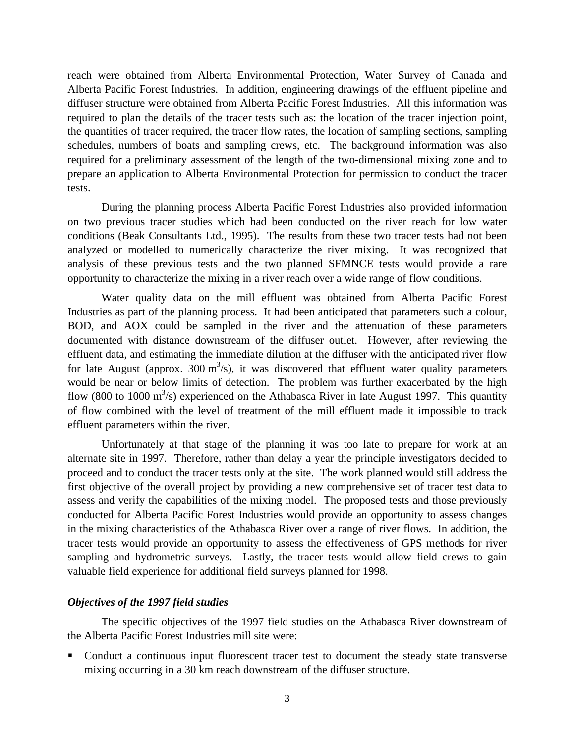reach were obtained from Alberta Environmental Protection, Water Survey of Canada and Alberta Pacific Forest Industries. In addition, engineering drawings of the effluent pipeline and diffuser structure were obtained from Alberta Pacific Forest Industries. All this information was required to plan the details of the tracer tests such as: the location of the tracer injection point, the quantities of tracer required, the tracer flow rates, the location of sampling sections, sampling schedules, numbers of boats and sampling crews, etc. The background information was also required for a preliminary assessment of the length of the two-dimensional mixing zone and to prepare an application to Alberta Environmental Protection for permission to conduct the tracer tests.

During the planning process Alberta Pacific Forest Industries also provided information on two previous tracer studies which had been conducted on the river reach for low water conditions (Beak Consultants Ltd., 1995). The results from these two tracer tests had not been analyzed or modelled to numerically characterize the river mixing. It was recognized that analysis of these previous tests and the two planned SFMNCE tests would provide a rare opportunity to characterize the mixing in a river reach over a wide range of flow conditions.

Water quality data on the mill effluent was obtained from Alberta Pacific Forest Industries as part of the planning process. It had been anticipated that parameters such a colour, BOD, and AOX could be sampled in the river and the attenuation of these parameters documented with distance downstream of the diffuser outlet. However, after reviewing the effluent data, and estimating the immediate dilution at the diffuser with the anticipated river flow for late August (approx. 300 $m^3/s$), it was discovered that effluent water quality parameters would be near or below limits of detection. The problem was further exacerbated by the high flow (800 to 1000 $m^3/s$) experienced on the Athabasca River in late August 1997. This quantity of flow combined with the level of treatment of the mill effluent made it impossible to track effluent parameters within the river.

Unfortunately at that stage of the planning it was too late to prepare for work at an alternate site in 1997. Therefore, rather than delay a year the principle investigators decided to proceed and to conduct the tracer tests only at the site. The work planned would still address the first objective of the overall project by providing a new comprehensive set of tracer test data to assess and verify the capabilities of the mixing model. The proposed tests and those previously conducted for Alberta Pacific Forest Industries would provide an opportunity to assess changes in the mixing characteristics of the Athabasca River over a range of river flows. In addition, the tracer tests would provide an opportunity to assess the effectiveness of GPS methods for river sampling and hydrometric surveys. Lastly, the tracer tests would allow field crews to gain valuable field experience for additional field surveys planned for 1998.

### *Objectives of the 1997 field studies*

The specific objectives of the 1997 field studies on the Athabasca River downstream of the Alberta Pacific Forest Industries mill site were:

- Conduct a continuous input fluorescent tracer test to document the steady state transverse mixing occurring in a 30 km reach downstream of the diffuser structure.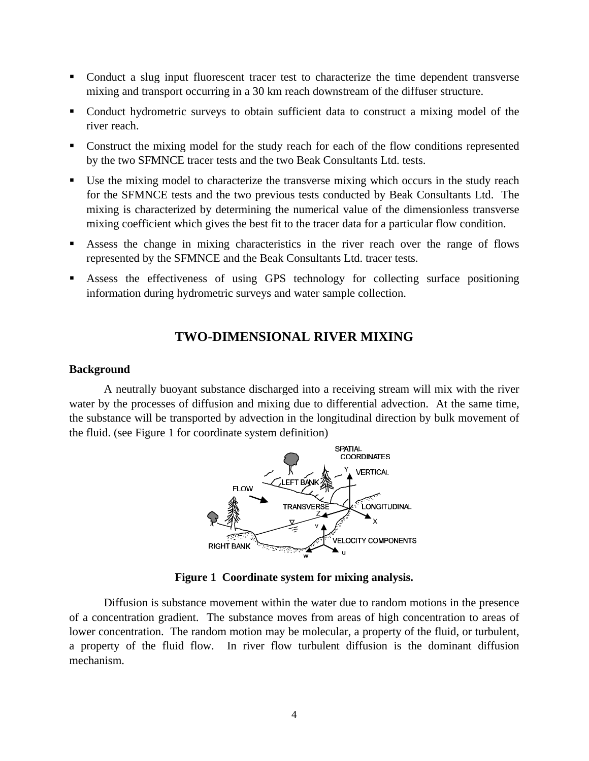- Conduct a slug input fluorescent tracer test to characterize the time dependent transverse mixing and transport occurring in a 30 km reach downstream of the diffuser structure.
- Conduct hydrometric surveys to obtain sufficient data to construct a mixing model of the river reach.
- Construct the mixing model for the study reach for each of the flow conditions represented by the two SFMNCE tracer tests and the two Beak Consultants Ltd. tests.
- Use the mixing model to characterize the transverse mixing which occurs in the study reach for the SFMNCE tests and the two previous tests conducted by Beak Consultants Ltd. The mixing is characterized by determining the numerical value of the dimensionless transverse mixing coefficient which gives the best fit to the tracer data for a particular flow condition.
- Assess the change in mixing characteristics in the river reach over the range of flows represented by the SFMNCE and the Beak Consultants Ltd. tracer tests.
- Assess the effectiveness of using GPS technology for collecting surface positioning information during hydrometric surveys and water sample collection.

## TWO-DIMENSIONAL RIVER MIXING

### Background

A neutrally buoyant substance discharged into a receiving stream will mix with the river water by the processes of diffusion and mixing due to differential advection. At the same time, the substance will be transported by advection in the longitudinal direction by bulk movement of the fluid. (see Figure 1 for coordinate system definition)

**Figure 1 Coordinate system for mixing analysis.**

Diffusion is substance movement within the water due to random motions in the presence of a concentration gradient. The substance moves from areas of high concentration to areas of lower concentration. The random motion may be molecular, a property of the fluid, or turbulent, a property of the fluid flow. In river flow turbulent diffusion is the dominant diffusion mechanism.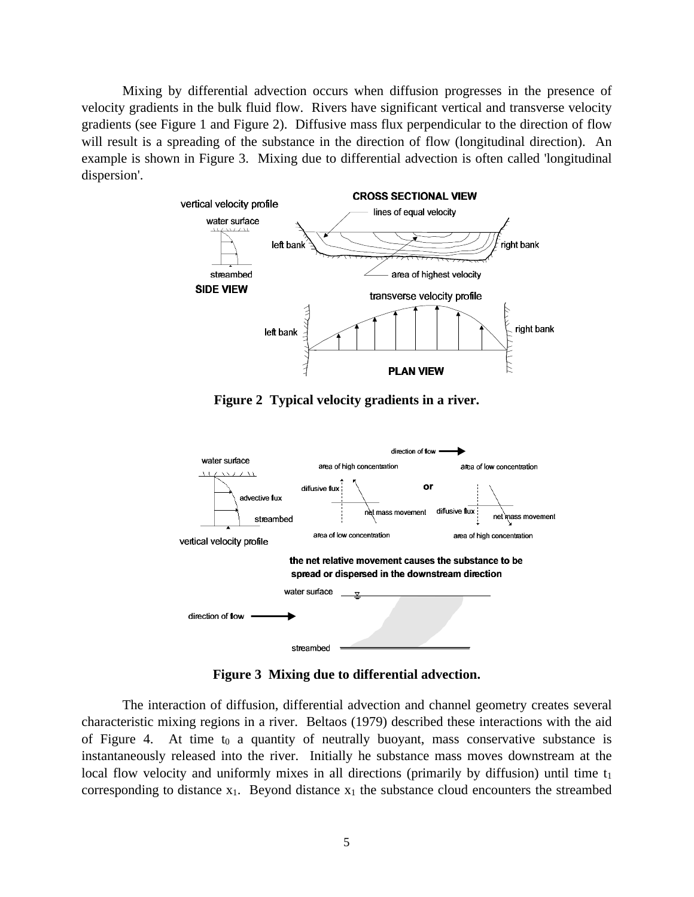Mixing by differential advection occurs when diffusion progresses in the presence of velocity gradients in the bulk fluid flow. Rivers have significant vertical and transverse velocity gradients (see Figure 1 and Figure 2). Diffusive mass flux perpendicular to the direction of flow will result is a spreading of the substance in the direction of flow (longitudinal direction). An example is shown in Figure 3. Mixing due to differential advection is often called 'longitudinal dispersion'.

**Figure 2 Typical velocity gradients in a river.**

**Figure 3 Mixing due to differential advection.**

The interaction of diffusion, differential advection and channel geometry creates several characteristic mixing regions in a river. Beltaos (1979) described these interactions with the aid of Figure 4. At time $t_0$ a quantity of neutrally buoyant, mass conservative substance is instantaneously released into the river. Initially he substance mass moves downstream at the local flow velocity and uniformly mixes in all directions (primarily by diffusion) until time $t_1$ corresponding to distance $x_1$. Beyond distance $x_1$ the substance cloud encounters the streambed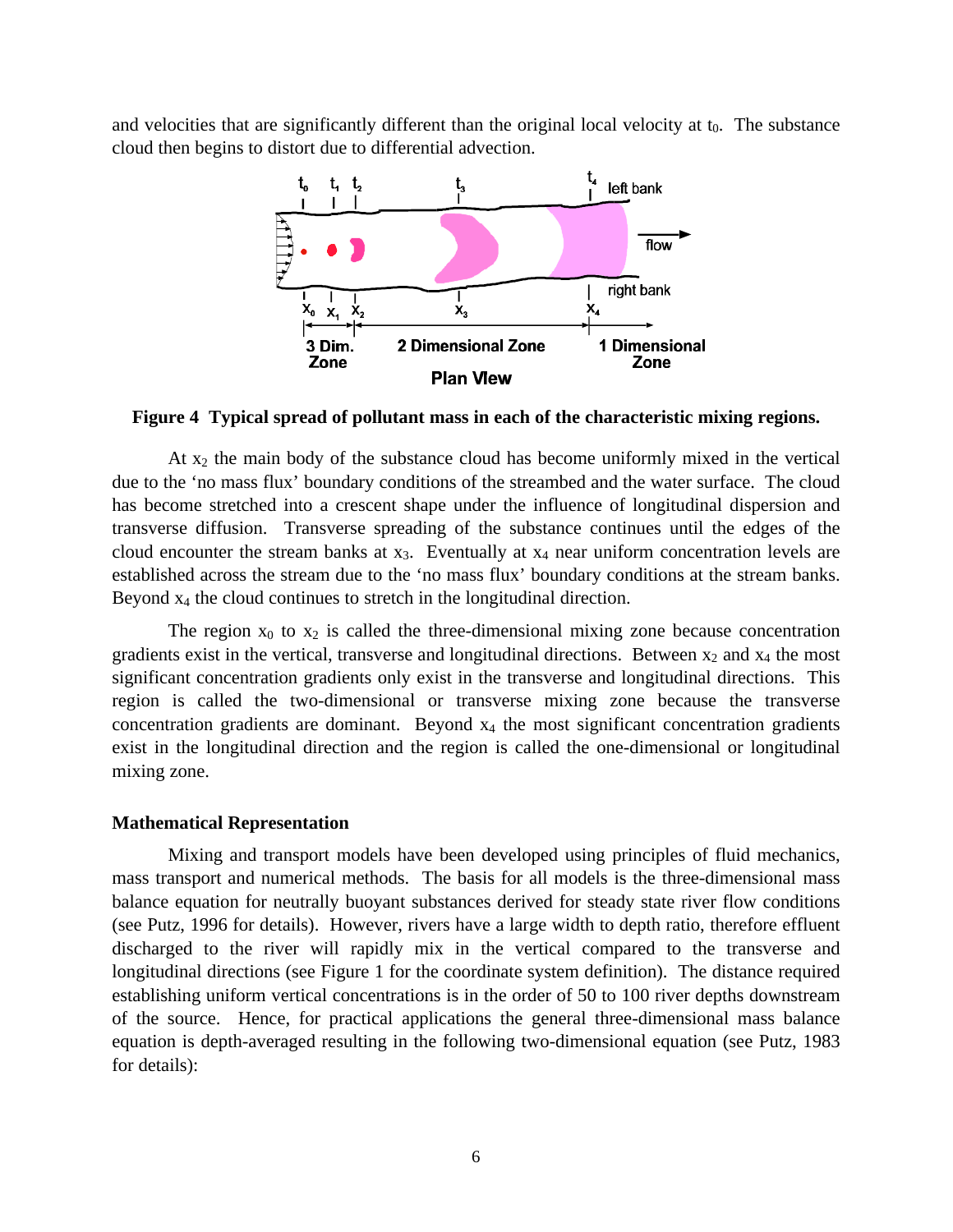and velocities that are significantly different than the original local velocity at $t_0$. The substance cloud then begins to distort due to differential advection.

**Figure 4 Typical spread of pollutant mass in each of the characteristic mixing regions.**

At $x_2$ the main body of the substance cloud has become uniformly mixed in the vertical due to the 'no mass flux' boundary conditions of the streambed and the water surface. The cloud has become stretched into a crescent shape under the influence of longitudinal dispersion and transverse diffusion. Transverse spreading of the substance continues until the edges of the cloud encounter the stream banks at $x_3$. Eventually at $x_4$ near uniform concentration levels are established across the stream due to the 'no mass flux' boundary conditions at the stream banks. Beyond $x_4$ the cloud continues to stretch in the longitudinal direction.

The region $x_0$ to $x_2$ is called the three-dimensional mixing zone because concentration gradients exist in the vertical, transverse and longitudinal directions. Between $x_2$ and $x_4$ the most significant concentration gradients only exist in the transverse and longitudinal directions. This region is called the two-dimensional or transverse mixing zone because the transverse concentration gradients are dominant. Beyond $x_4$ the most significant concentration gradients exist in the longitudinal direction and the region is called the one-dimensional or longitudinal mixing zone.

**Mathematical Representation**

Mixing and transport models have been developed using principles of fluid mechanics, mass transport and numerical methods. The basis for all models is the three-dimensional mass balance equation for neutrally buoyant substances derived for steady state river flow conditions (see Putz, 1996 for details). However, rivers have a large width to depth ratio, therefore effluent discharged to the river will rapidly mix in the vertical compared to the transverse and longitudinal directions (see Figure 1 for the coordinate system definition). The distance required establishing uniform vertical concentrations is in the order of 50 to 100 river depths downstream of the source. Hence, for practical applications the general three-dimensional mass balance equation is depth-averaged resulting in the following two-dimensional equation (see Putz, 1983 for details):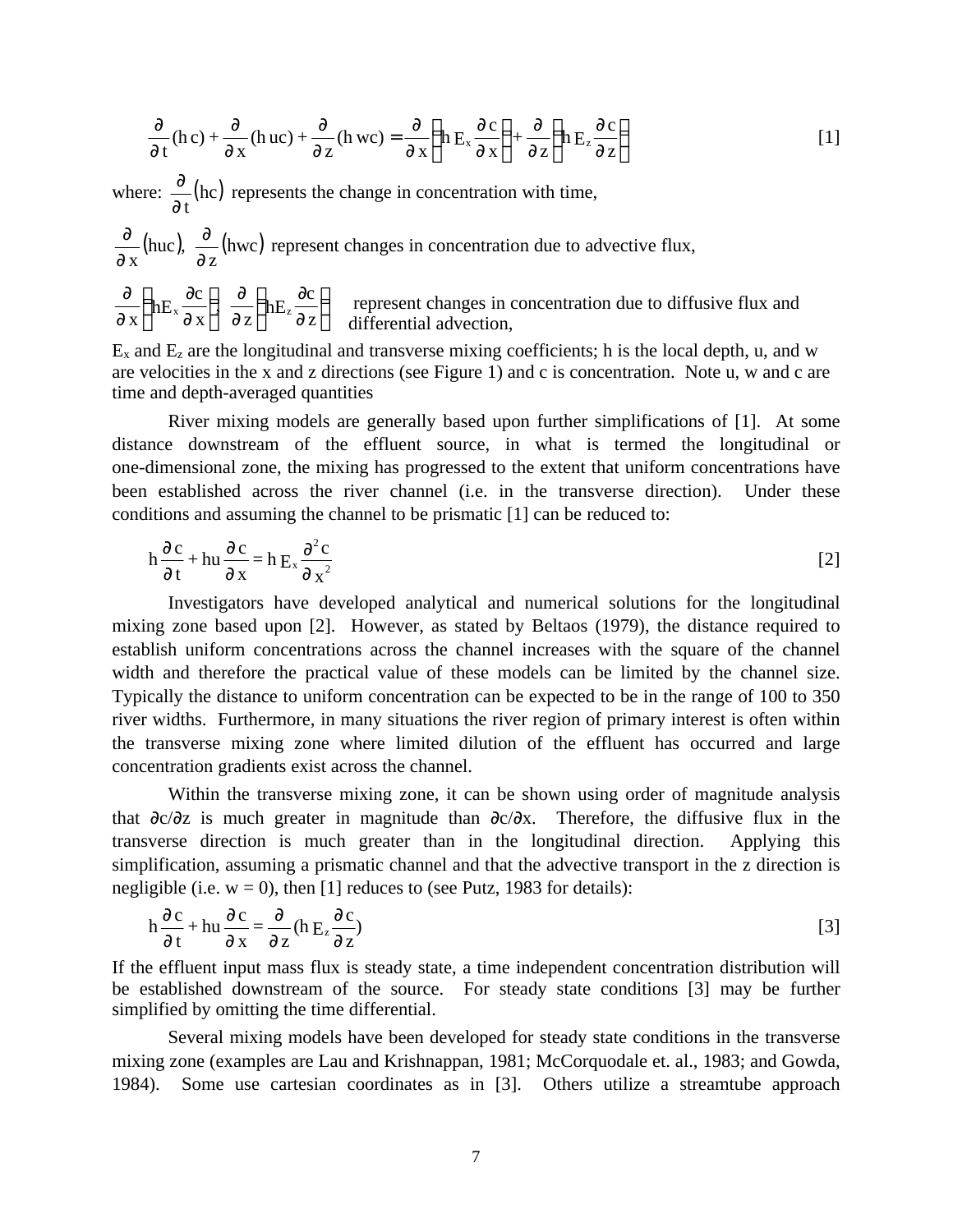$$\frac{\partial}{\partial t}(h\,c) + \frac{\partial}{\partial x}(h\,uc) + \frac{\partial}{\partial z}(h\,wc) = \frac{\partial}{\partial x}\left(h\,E_x \frac{\partial c}{\partial x}\right) + \frac{\partial}{\partial z}\left(h\,E_z \frac{\partial c}{\partial z}\right) \qquad [1]$$

where: $\frac{\partial}{\partial t}(hc)$ represents the change in concentration with time,

$\frac{\partial}{\partial x}(huc)$, $\frac{\partial}{\partial z}(hwc)$ represent changes in concentration due to advective flux,

$\frac{\partial}{\partial x}\left(hE_x \frac{\partial c}{\partial x}\right)$, $\frac{\partial}{\partial z}\left(hE_z \frac{\partial c}{\partial z}\right)$ represent changes in concentration due to diffusive flux and differential advection,

$E_x$ and $E_z$ are the longitudinal and transverse mixing coefficients; h is the local depth, u, and w are velocities in the x and z directions (see Figure 1) and c is concentration. Note u, w and c are time and depth-averaged quantities

River mixing models are generally based upon further simplifications of [1]. At some distance downstream of the effluent source, in what is termed the longitudinal or one-dimensional zone, the mixing has progressed to the extent that uniform concentrations have been established across the river channel (i.e. in the transverse direction). Under these conditions and assuming the channel to be prismatic [1] can be reduced to:

$$h\frac{\partial c}{\partial t} + hu\frac{\partial c}{\partial x} = h\,E_x \frac{\partial^2 c}{\partial x^2} \qquad [2]$$

Investigators have developed analytical and numerical solutions for the longitudinal mixing zone based upon [2]. However, as stated by Beltaos (1979), the distance required to establish uniform concentrations across the channel increases with the square of the channel width and therefore the practical value of these models can be limited by the channel size. Typically the distance to uniform concentration can be expected to be in the range of 100 to 350 river widths. Furthermore, in many situations the river region of primary interest is often within the transverse mixing zone where limited dilution of the effluent has occurred and large concentration gradients exist across the channel.

Within the transverse mixing zone, it can be shown using order of magnitude analysis that $\partial c/\partial z$ is much greater in magnitude than $\partial c/\partial x$. Therefore, the diffusive flux in the transverse direction is much greater than in the longitudinal direction. Applying this simplification, assuming a prismatic channel and that the advective transport in the z direction is negligible (i.e. w = 0), then [1] reduces to (see Putz, 1983 for details):

$$h\frac{\partial c}{\partial t} + hu\frac{\partial c}{\partial x} = \frac{\partial}{\partial z}\left(h\,E_z \frac{\partial c}{\partial z}\right) \qquad [3]$$

If the effluent input mass flux is steady state, a time independent concentration distribution will be established downstream of the source. For steady state conditions [3] may be further simplified by omitting the time differential.

Several mixing models have been developed for steady state conditions in the transverse mixing zone (examples are Lau and Krishnappan, 1981; McCorquodale et. al., 1983; and Gowda, 1984). Some use cartesian coordinates as in [3]. Others utilize a streamtube approach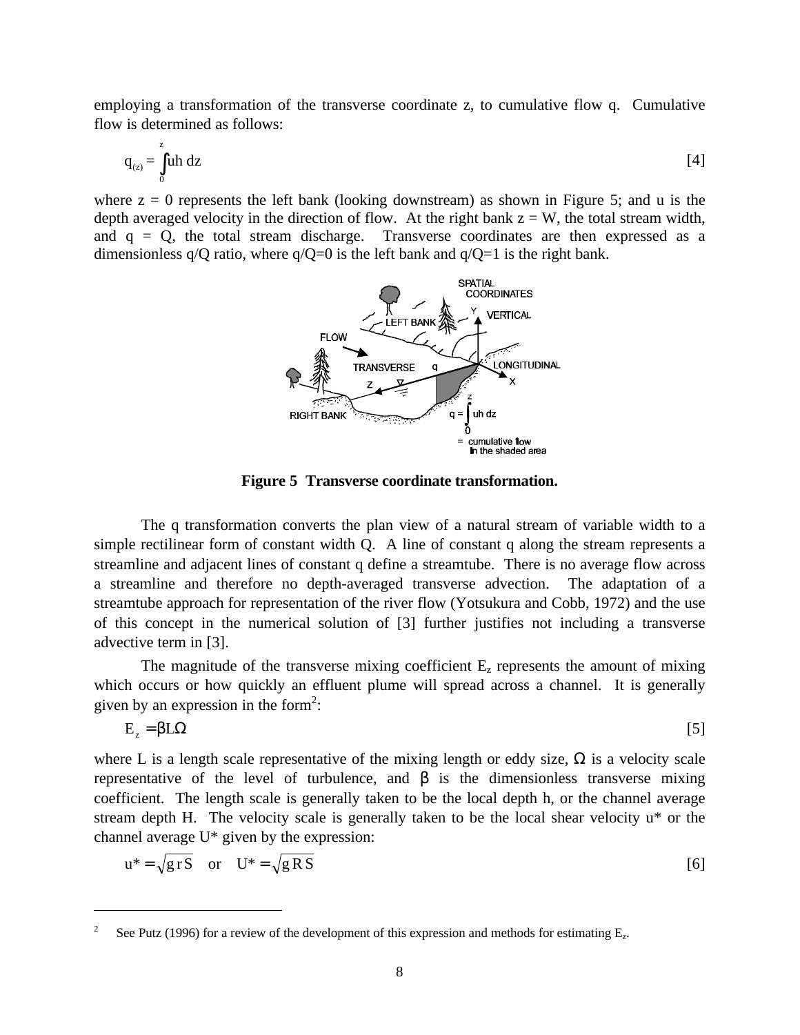employing a transformation of the transverse coordinate z, to cumulative flow q. Cumulative flow is determined as follows:

$$q_{(z)} = \int_0^z uh\, dz \qquad [4]$$

where z = 0 represents the left bank (looking downstream) as shown in Figure 5; and u is the depth averaged velocity in the direction of flow. At the right bank z = W, the total stream width, and q = Q, the total stream discharge. Transverse coordinates are then expressed as a dimensionless q/Q ratio, where q/Q=0 is the left bank and q/Q=1 is the right bank.

**Figure 5 Transverse coordinate transformation.**

The q transformation converts the plan view of a natural stream of variable width to a simple rectilinear form of constant width Q. A line of constant q along the stream represents a streamline and adjacent lines of constant q define a streamtube. There is no average flow across a streamline and therefore no depth-averaged transverse advection. The adaptation of a streamtube approach for representation of the river flow (Yotsukura and Cobb, 1972) and the use of this concept in the numerical solution of [3] further justifies not including a transverse advective term in [3].

The magnitude of the transverse mixing coefficient $E_z$ represents the amount of mixing which occurs or how quickly an effluent plume will spread across a channel. It is generally given by an expression in the form[2]:

$$E_z = \beta L \Omega \qquad [5]$$

where L is a length scale representative of the mixing length or eddy size, $\Omega$ is a velocity scale representative of the level of turbulence, and $\beta$ is the dimensionless transverse mixing coefficient. The length scale is generally taken to be the local depth h, or the channel average stream depth H. The velocity scale is generally taken to be the local shear velocity u* or the channel average U* given by the expression:

$$u^* = \sqrt{g\,r\,S} \quad \text{or} \quad U^* = \sqrt{g\,R\,S} \qquad [6]$$

---

[2] See Putz (1996) for a review of the development of this expression and methods for estimating $E_z$.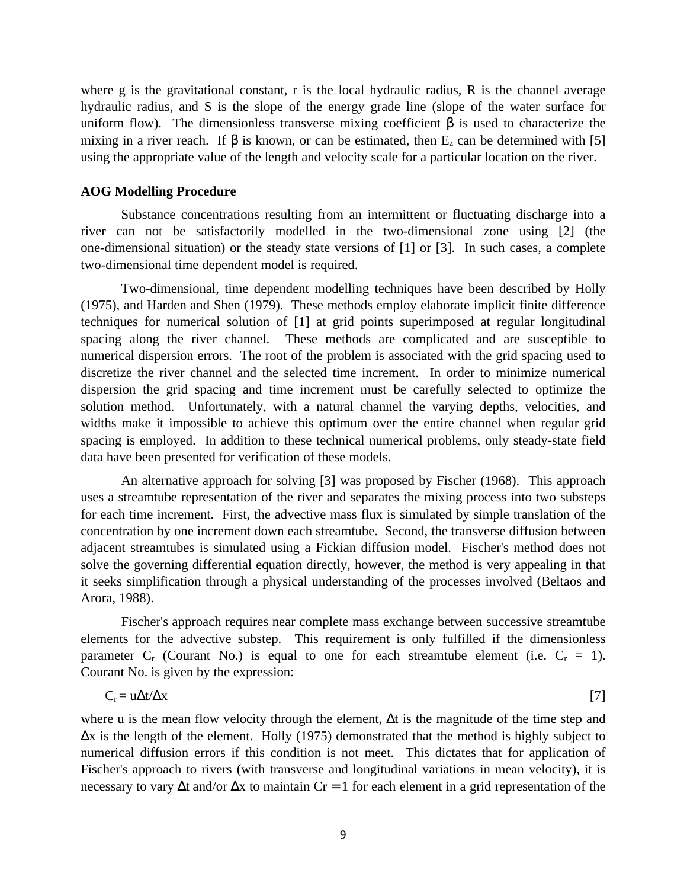where g is the gravitational constant, r is the local hydraulic radius, R is the channel average hydraulic radius, and S is the slope of the energy grade line (slope of the water surface for uniform flow). The dimensionless transverse mixing coefficient $\beta$ is used to characterize the mixing in a river reach. If $\beta$ is known, or can be estimated, then $E_z$ can be determined with [5] using the appropriate value of the length and velocity scale for a particular location on the river.

**AOG Modelling Procedure**

Substance concentrations resulting from an intermittent or fluctuating discharge into a river can not be satisfactorily modelled in the two-dimensional zone using [2] (the one-dimensional situation) or the steady state versions of [1] or [3]. In such cases, a complete two-dimensional time dependent model is required.

Two-dimensional, time dependent modelling techniques have been described by Holly (1975), and Harden and Shen (1979). These methods employ elaborate implicit finite difference techniques for numerical solution of [1] at grid points superimposed at regular longitudinal spacing along the river channel. These methods are complicated and are susceptible to numerical dispersion errors. The root of the problem is associated with the grid spacing used to discretize the river channel and the selected time increment. In order to minimize numerical dispersion the grid spacing and time increment must be carefully selected to optimize the solution method. Unfortunately, with a natural channel the varying depths, velocities, and widths make it impossible to achieve this optimum over the entire channel when regular grid spacing is employed. In addition to these technical numerical problems, only steady-state field data have been presented for verification of these models.

An alternative approach for solving [3] was proposed by Fischer (1968). This approach uses a streamtube representation of the river and separates the mixing process into two substeps for each time increment. First, the advective mass flux is simulated by simple translation of the concentration by one increment down each streamtube. Second, the transverse diffusion between adjacent streamtubes is simulated using a Fickian diffusion model. Fischer's method does not solve the governing differential equation directly, however, the method is very appealing in that it seeks simplification through a physical understanding of the processes involved (Beltaos and Arora, 1988).

Fischer's approach requires near complete mass exchange between successive streamtube elements for the advective substep. This requirement is only fulfilled if the dimensionless parameter $C_r$ (Courant No.) is equal to one for each streamtube element (i.e. $C_r = 1$). Courant No. is given by the expression:

$$C_r = u\Delta t/\Delta x \qquad [7]$$

where u is the mean flow velocity through the element, $\Delta t$ is the magnitude of the time step and $\Delta x$ is the length of the element. Holly (1975) demonstrated that the method is highly subject to numerical diffusion errors if this condition is not meet. This dictates that for application of Fischer's approach to rivers (with transverse and longitudinal variations in mean velocity), it is necessary to vary $\Delta t$ and/or $\Delta x$ to maintain $Cr = 1$ for each element in a grid representation of the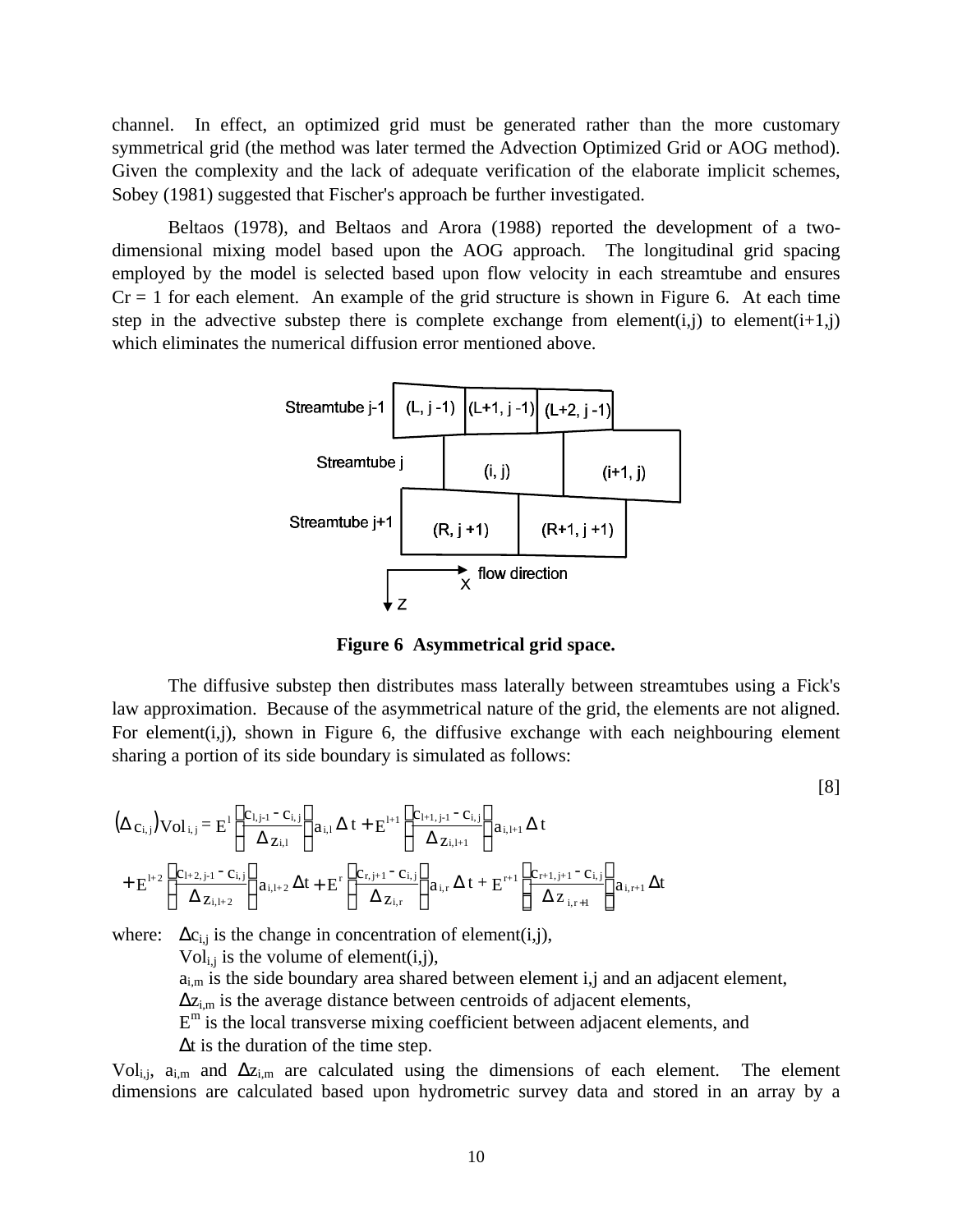channel. In effect, an optimized grid must be generated rather than the more customary symmetrical grid (the method was later termed the Advection Optimized Grid or AOG method). Given the complexity and the lack of adequate verification of the elaborate implicit schemes, Sobey (1981) suggested that Fischer's approach be further investigated.

Beltaos (1978), and Beltaos and Arora (1988) reported the development of a two-dimensional mixing model based upon the AOG approach. The longitudinal grid spacing employed by the model is selected based upon flow velocity in each streamtube and ensures Cr = 1 for each element. An example of the grid structure is shown in Figure 6. At each time step in the advective substep there is complete exchange from element(i,j) to element(i+1,j) which eliminates the numerical diffusion error mentioned above.

**Figure 6 Asymmetrical grid space.**

The diffusive substep then distributes mass laterally between streamtubes using a Fick's law approximation. Because of the asymmetrical nature of the grid, the elements are not aligned. For element(i,j), shown in Figure 6, the diffusive exchange with each neighbouring element sharing a portion of its side boundary is simulated as follows:

$$(\Delta c_{i,j})\text{Vol}_{i,j} = E^{l}\left(\frac{c_{l,j-1} - c_{i,j}}{\Delta z_{i,l}}\right)a_{i,l}\,\Delta t + E^{l+1}\left(\frac{c_{l+1,j-1} - c_{i,j}}{\Delta z_{i,l+1}}\right)a_{i,l+1}\,\Delta t$$
$$+ E^{l+2}\left(\frac{c_{l+2,j-1} - c_{i,j}}{\Delta z_{i,l+2}}\right)a_{i,l+2}\,\Delta t + E^{r}\left(\frac{c_{r,j+1} - c_{i,j}}{\Delta z_{i,r}}\right)a_{i,r}\,\Delta t + E^{r+1}\left(\frac{c_{r+1,j+1} - c_{i,j}}{\Delta z_{i,r+1}}\right)a_{i,r+1}\,\Delta t \qquad [8]$$

where: $\Delta c_{i,j}$ is the change in concentration of element(i,j),
$\text{Vol}_{i,j}$ is the volume of element(i,j),
$a_{i,m}$ is the side boundary area shared between element i,j and an adjacent element,
$\Delta z_{i,m}$ is the average distance between centroids of adjacent elements,
$E^{m}$ is the local transverse mixing coefficient between adjacent elements, and
$\Delta t$ is the duration of the time step.

$\text{Vol}_{i,j}$, $a_{i,m}$ and $\Delta z_{i,m}$ are calculated using the dimensions of each element. The element dimensions are calculated based upon hydrometric survey data and stored in an array by a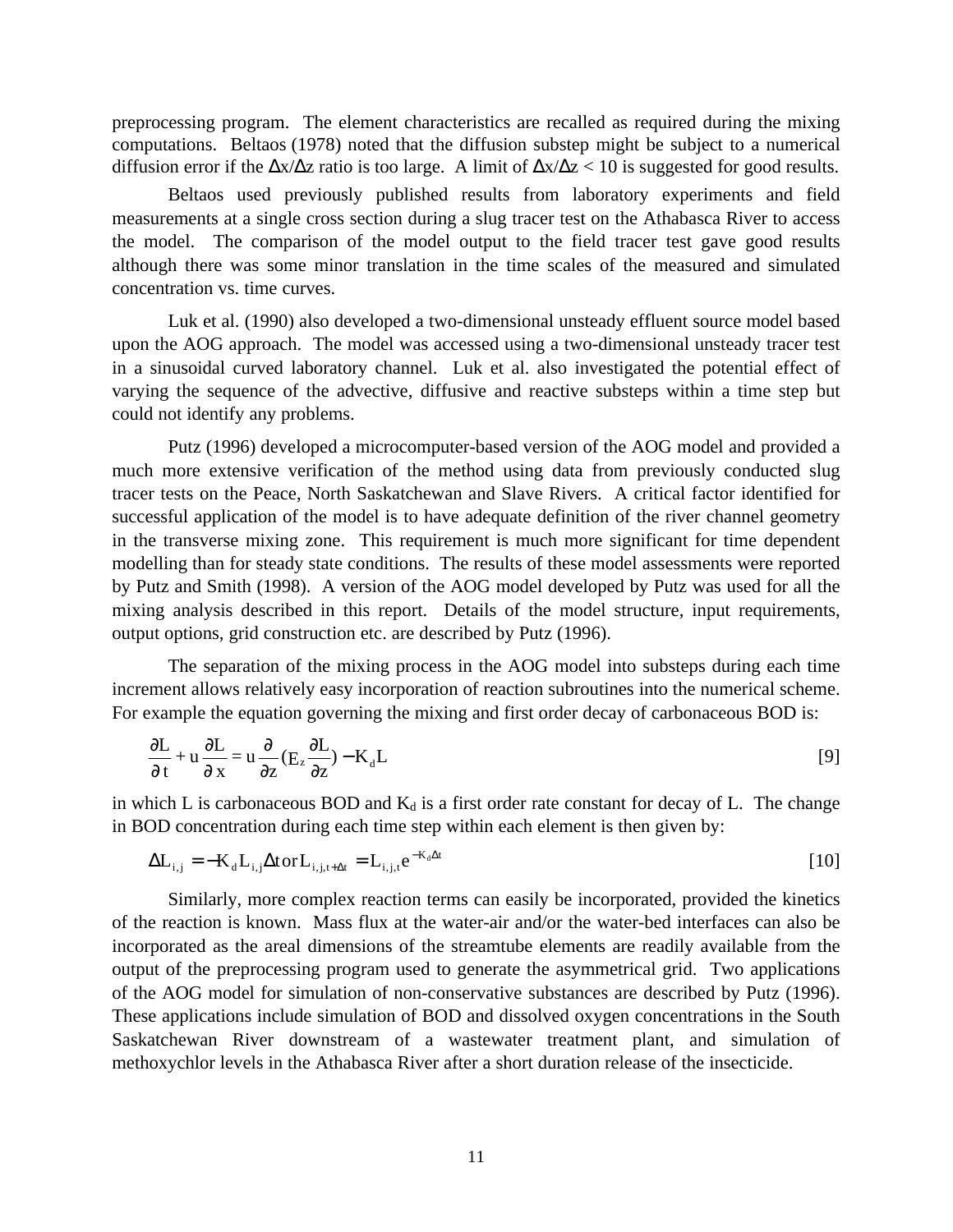preprocessing program. The element characteristics are recalled as required during the mixing computations. Beltaos (1978) noted that the diffusion substep might be subject to a numerical diffusion error if the $\Delta x/\Delta z$ ratio is too large. A limit of $\Delta x/\Delta z < 10$ is suggested for good results.

Beltaos used previously published results from laboratory experiments and field measurements at a single cross section during a slug tracer test on the Athabasca River to access the model. The comparison of the model output to the field tracer test gave good results although there was some minor translation in the time scales of the measured and simulated concentration vs. time curves.

Luk et al. (1990) also developed a two-dimensional unsteady effluent source model based upon the AOG approach. The model was accessed using a two-dimensional unsteady tracer test in a sinusoidal curved laboratory channel. Luk et al. also investigated the potential effect of varying the sequence of the advective, diffusive and reactive substeps within a time step but could not identify any problems.

Putz (1996) developed a microcomputer-based version of the AOG model and provided a much more extensive verification of the method using data from previously conducted slug tracer tests on the Peace, North Saskatchewan and Slave Rivers. A critical factor identified for successful application of the model is to have adequate definition of the river channel geometry in the transverse mixing zone. This requirement is much more significant for time dependent modelling than for steady state conditions. The results of these model assessments were reported by Putz and Smith (1998). A version of the AOG model developed by Putz was used for all the mixing analysis described in this report. Details of the model structure, input requirements, output options, grid construction etc. are described by Putz (1996).

The separation of the mixing process in the AOG model into substeps during each time increment allows relatively easy incorporation of reaction subroutines into the numerical scheme. For example the equation governing the mixing and first order decay of carbonaceous BOD is:

$$\frac{\partial L}{\partial t} + u\frac{\partial L}{\partial x} = u\frac{\partial}{\partial z}(E_z\frac{\partial L}{\partial z}) - K_d L \qquad [9]$$

in which L is carbonaceous BOD and $K_d$ is a first order rate constant for decay of L. The change in BOD concentration during each time step within each element is then given by:

$$\Delta L_{i,j} = -K_d L_{i,j}\Delta t \text{ or } L_{i,j,t+\Delta t} = L_{i,j,t}e^{-K_d\Delta t} \qquad [10]$$

Similarly, more complex reaction terms can easily be incorporated, provided the kinetics of the reaction is known. Mass flux at the water-air and/or the water-bed interfaces can also be incorporated as the areal dimensions of the streamtube elements are readily available from the output of the preprocessing program used to generate the asymmetrical grid. Two applications of the AOG model for simulation of non-conservative substances are described by Putz (1996). These applications include simulation of BOD and dissolved oxygen concentrations in the South Saskatchewan River downstream of a wastewater treatment plant, and simulation of methoxychlor levels in the Athabasca River after a short duration release of the insecticide.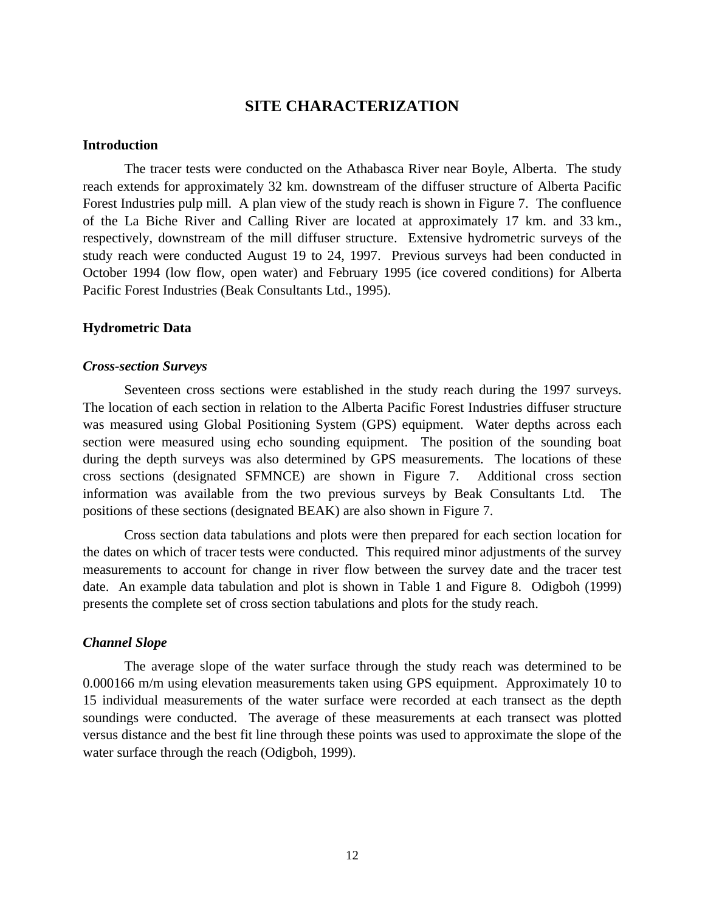# SITE CHARACTERIZATION

## Introduction

The tracer tests were conducted on the Athabasca River near Boyle, Alberta. The study reach extends for approximately 32 km. downstream of the diffuser structure of Alberta Pacific Forest Industries pulp mill. A plan view of the study reach is shown in Figure 7. The confluence of the La Biche River and Calling River are located at approximately 17 km. and 33 km., respectively, downstream of the mill diffuser structure. Extensive hydrometric surveys of the study reach were conducted August 19 to 24, 1997. Previous surveys had been conducted in October 1994 (low flow, open water) and February 1995 (ice covered conditions) for Alberta Pacific Forest Industries (Beak Consultants Ltd., 1995).

## Hydrometric Data

### *Cross-section Surveys*

Seventeen cross sections were established in the study reach during the 1997 surveys. The location of each section in relation to the Alberta Pacific Forest Industries diffuser structure was measured using Global Positioning System (GPS) equipment. Water depths across each section were measured using echo sounding equipment. The position of the sounding boat during the depth surveys was also determined by GPS measurements. The locations of these cross sections (designated SFMNCE) are shown in Figure 7. Additional cross section information was available from the two previous surveys by Beak Consultants Ltd. The positions of these sections (designated BEAK) are also shown in Figure 7.

Cross section data tabulations and plots were then prepared for each section location for the dates on which of tracer tests were conducted. This required minor adjustments of the survey measurements to account for change in river flow between the survey date and the tracer test date. An example data tabulation and plot is shown in Table 1 and Figure 8. Odigboh (1999) presents the complete set of cross section tabulations and plots for the study reach.

### *Channel Slope*

The average slope of the water surface through the study reach was determined to be 0.000166 m/m using elevation measurements taken using GPS equipment. Approximately 10 to 15 individual measurements of the water surface were recorded at each transect as the depth soundings were conducted. The average of these measurements at each transect was plotted versus distance and the best fit line through these points was used to approximate the slope of the water surface through the reach (Odigboh, 1999).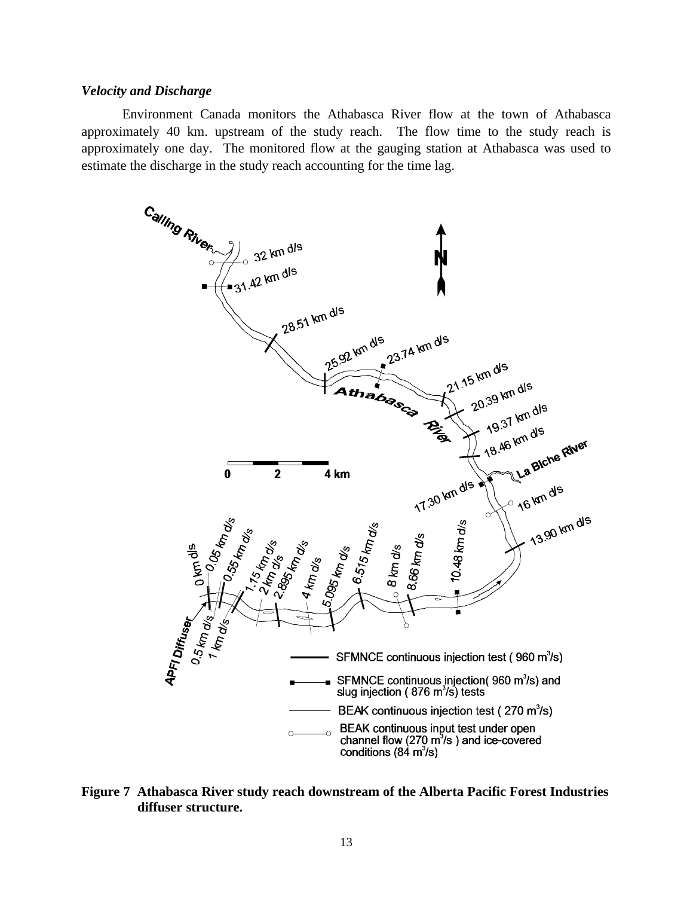### *Velocity and Discharge*

Environment Canada monitors the Athabasca River flow at the town of Athabasca approximately 40 km. upstream of the study reach. The flow time to the study reach is approximately one day. The monitored flow at the gauging station at Athabasca was used to estimate the discharge in the study reach accounting for the time lag.

**Figure 7 Athabasca River study reach downstream of the Alberta Pacific Forest Industries diffuser structure.**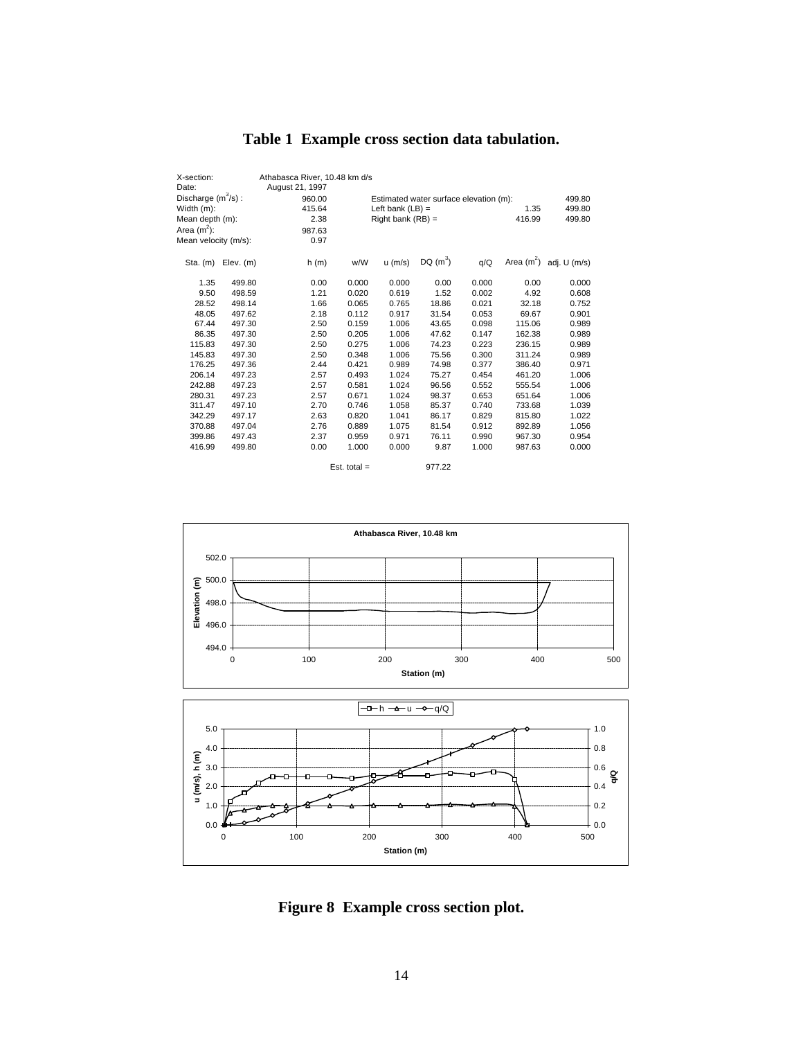# Table 1 Example cross section data tabulation.

| X-section: | | Athabasca River, 10.48 km d/s | | | | | | |
|---|---|---|---|---|---|---|---|---|
| Date: | | August 21, 1997 | | | | | | |
| Discharge ($m^3$/s) : | | 960.00 | | Estimated water surface elevation (m): | | | | 499.80 |
| Width (m): | | 415.64 | | Left bank (LB) = | | | 1.35 | 499.80 |
| Mean depth (m): | | 2.38 | | Right bank (RB) = | | | 416.99 | 499.80 |
| Area ($m^2$): | | 987.63 | | | | | | |
| Mean velocity (m/s): | | 0.97 | | | | | | |

| Sta. (m) | Elev. (m) | h (m) | w/W | u (m/s) | DQ ($m^3$) | q/Q | Area ($m^2$) | adj. U (m/s) |
|---|---|---|---|---|---|---|---|---|
| 1.35 | 499.80 | 0.00 | 0.000 | 0.000 | 0.00 | 0.000 | 0.00 | 0.000 |
| 9.50 | 498.59 | 1.21 | 0.020 | 0.619 | 1.52 | 0.002 | 4.92 | 0.608 |
| 28.52 | 498.14 | 1.66 | 0.065 | 0.765 | 18.86 | 0.021 | 32.18 | 0.752 |
| 48.05 | 497.62 | 2.18 | 0.112 | 0.917 | 31.54 | 0.053 | 69.67 | 0.901 |
| 67.44 | 497.30 | 2.50 | 0.159 | 1.006 | 43.65 | 0.098 | 115.06 | 0.989 |
| 86.35 | 497.30 | 2.50 | 0.205 | 1.006 | 47.62 | 0.147 | 162.38 | 0.989 |
| 115.83 | 497.30 | 2.50 | 0.275 | 1.006 | 74.23 | 0.223 | 236.15 | 0.989 |
| 145.83 | 497.30 | 2.50 | 0.348 | 1.006 | 75.56 | 0.300 | 311.24 | 0.989 |
| 176.25 | 497.36 | 2.44 | 0.421 | 0.989 | 74.98 | 0.377 | 386.40 | 0.971 |
| 206.14 | 497.23 | 2.57 | 0.493 | 1.024 | 75.27 | 0.454 | 461.20 | 1.006 |
| 242.88 | 497.23 | 2.57 | 0.581 | 1.024 | 96.56 | 0.552 | 555.54 | 1.006 |
| 280.31 | 497.23 | 2.57 | 0.671 | 1.024 | 98.37 | 0.653 | 651.64 | 1.006 |
| 311.47 | 497.10 | 2.70 | 0.746 | 1.058 | 85.37 | 0.740 | 733.68 | 1.039 |
| 342.29 | 497.17 | 2.63 | 0.820 | 1.041 | 86.17 | 0.829 | 815.80 | 1.022 |
| 370.88 | 497.04 | 2.76 | 0.889 | 1.075 | 81.54 | 0.912 | 892.89 | 1.056 |
| 399.86 | 497.43 | 2.37 | 0.959 | 0.971 | 76.11 | 0.990 | 967.30 | 0.954 |
| 416.99 | 499.80 | 0.00 | 1.000 | 0.000 | 9.87 | 1.000 | 987.63 | 0.000 |
| | | | Est. total = | | 977.22 | | | |

**Figure 8 Example cross section plot.**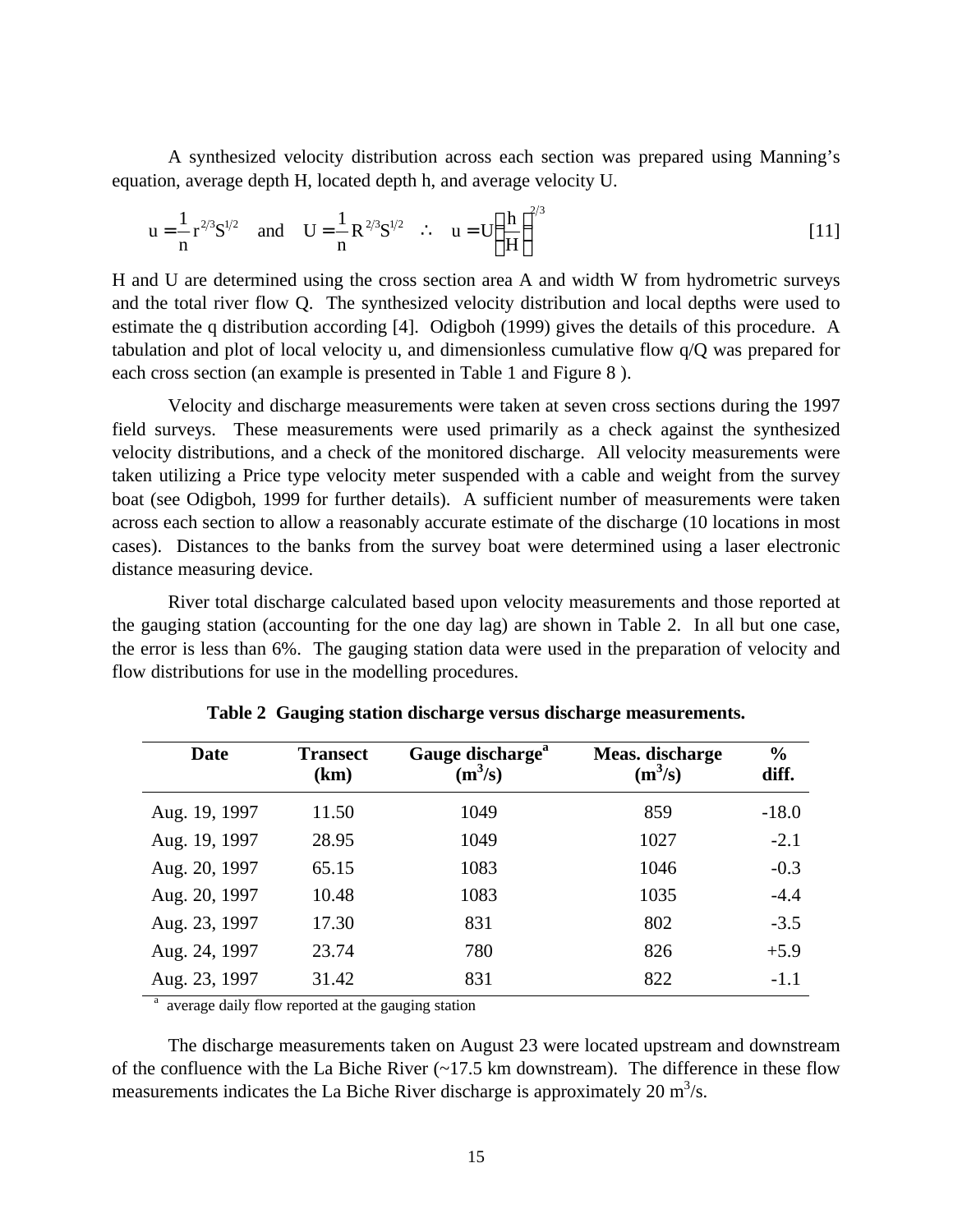A synthesized velocity distribution across each section was prepared using Manning's equation, average depth H, located depth h, and average velocity U.

$$u = \frac{1}{n} r^{2/3} S^{1/2} \quad \text{and} \quad U = \frac{1}{n} R^{2/3} S^{1/2} \quad \therefore \quad u = U\left(\frac{h}{H}\right)^{2/3} \qquad [11]$$

H and U are determined using the cross section area A and width W from hydrometric surveys and the total river flow Q. The synthesized velocity distribution and local depths were used to estimate the q distribution according [4]. Odigboh (1999) gives the details of this procedure. A tabulation and plot of local velocity u, and dimensionless cumulative flow q/Q was prepared for each cross section (an example is presented in Table 1 and Figure 8 ).

Velocity and discharge measurements were taken at seven cross sections during the 1997 field surveys. These measurements were used primarily as a check against the synthesized velocity distributions, and a check of the monitored discharge. All velocity measurements were taken utilizing a Price type velocity meter suspended with a cable and weight from the survey boat (see Odigboh, 1999 for further details). A sufficient number of measurements were taken across each section to allow a reasonably accurate estimate of the discharge (10 locations in most cases). Distances to the banks from the survey boat were determined using a laser electronic distance measuring device.

River total discharge calculated based upon velocity measurements and those reported at the gauging station (accounting for the one day lag) are shown in Table 2. In all but one case, the error is less than 6%. The gauging station data were used in the preparation of velocity and flow distributions for use in the modelling procedures.

**Table 2 Gauging station discharge versus discharge measurements.**

| Date | Transect (km) | Gauge discharge[a] ($m^3/s$) | Meas. discharge ($m^3/s$) | % diff. |
|---|---|---|---|---|
| Aug. 19, 1997 | 11.50 | 1049 | 859 | -18.0 |
| Aug. 19, 1997 | 28.95 | 1049 | 1027 | -2.1 |
| Aug. 20, 1997 | 65.15 | 1083 | 1046 | -0.3 |
| Aug. 20, 1997 | 10.48 | 1083 | 1035 | -4.4 |
| Aug. 23, 1997 | 17.30 | 831 | 802 | -3.5 |
| Aug. 24, 1997 | 23.74 | 780 | 826 | +5.9 |
| Aug. 23, 1997 | 31.42 | 831 | 822 | -1.1 |

[a] average daily flow reported at the gauging station

The discharge measurements taken on August 23 were located upstream and downstream of the confluence with the La Biche River (~17.5 km downstream). The difference in these flow measurements indicates the La Biche River discharge is approximately 20 $m^3/s$.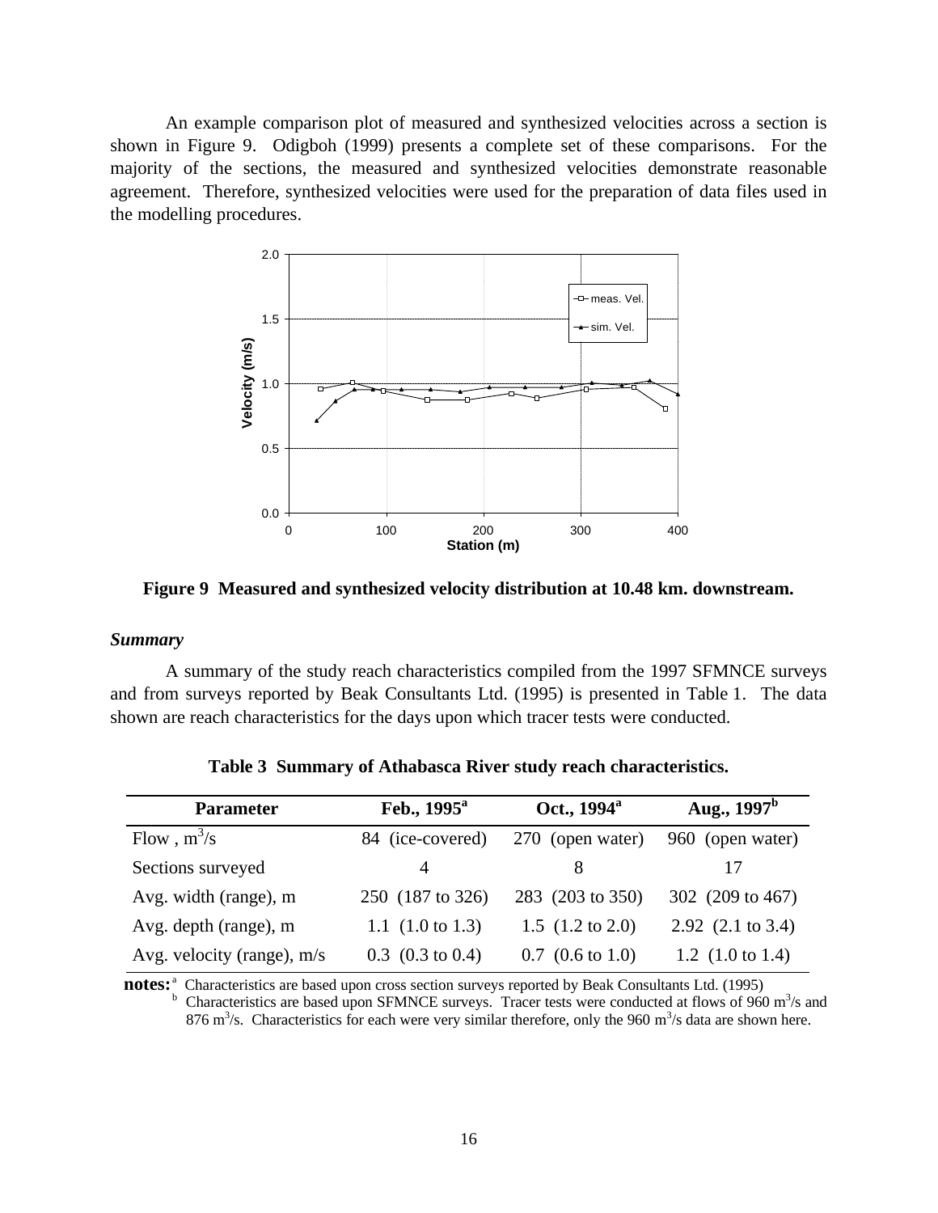An example comparison plot of measured and synthesized velocities across a section is shown in Figure 9. Odigboh (1999) presents a complete set of these comparisons. For the majority of the sections, the measured and synthesized velocities demonstrate reasonable agreement. Therefore, synthesized velocities were used for the preparation of data files used in the modelling procedures.

**Figure 9 Measured and synthesized velocity distribution at 10.48 km. downstream.**

### *Summary*

A summary of the study reach characteristics compiled from the 1997 SFMNCE surveys and from surveys reported by Beak Consultants Ltd. (1995) is presented in Table 1. The data shown are reach characteristics for the days upon which tracer tests were conducted.

**Table 3 Summary of Athabasca River study reach characteristics.**

| Parameter | Feb., 1995[a] | Oct., 1994[a] | Aug., 1997[b] |
|---|---|---|---|
| Flow , $m^3/s$ | 84 (ice-covered) | 270 (open water) | 960 (open water) |
| Sections surveyed | 4 | 8 | 17 |
| Avg. width (range), m | 250 (187 to 326) | 283 (203 to 350) | 302 (209 to 467) |
| Avg. depth (range), m | 1.1 (1.0 to 1.3) | 1.5 (1.2 to 2.0) | 2.92 (2.1 to 3.4) |
| Avg. velocity (range), m/s | 0.3 (0.3 to 0.4) | 0.7 (0.6 to 1.0) | 1.2 (1.0 to 1.4) |

**notes:** [a] Characteristics are based upon cross section surveys reported by Beak Consultants Ltd. (1995)
[b] Characteristics are based upon SFMNCE surveys. Tracer tests were conducted at flows of 960 $m^3/s$ and 876 $m^3/s$. Characteristics for each were very similar therefore, only the 960 $m^3/s$ data are shown here.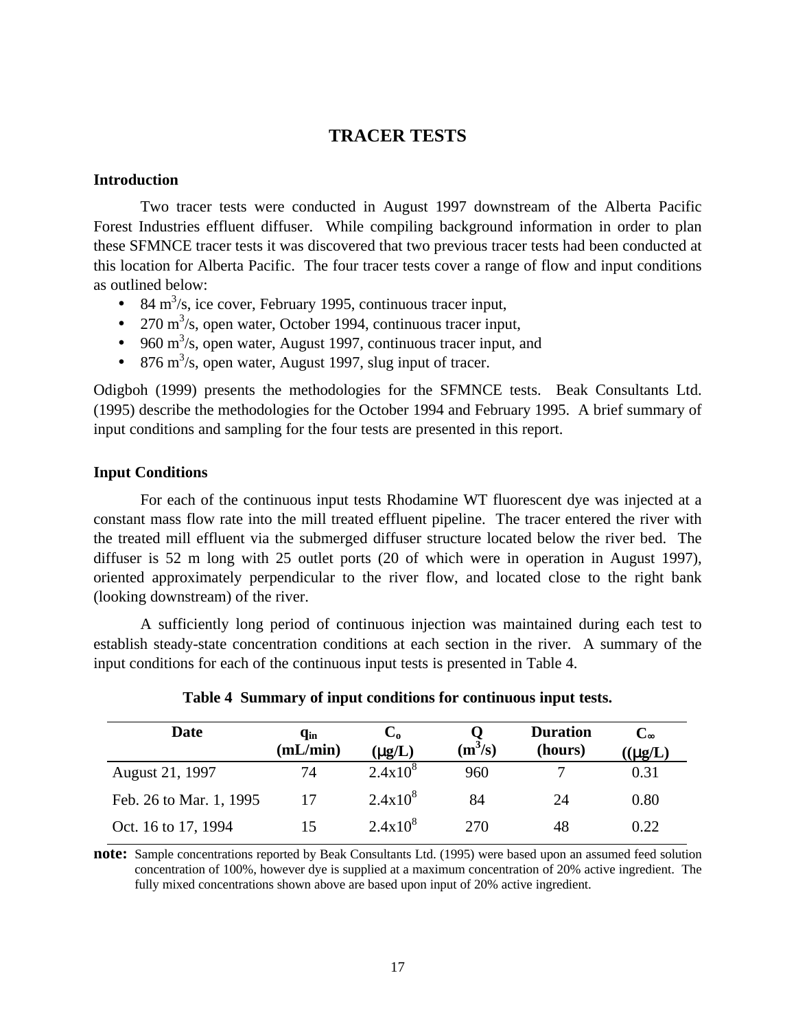# TRACER TESTS

## Introduction

Two tracer tests were conducted in August 1997 downstream of the Alberta Pacific Forest Industries effluent diffuser. While compiling background information in order to plan these SFMNCE tracer tests it was discovered that two previous tracer tests had been conducted at this location for Alberta Pacific. The four tracer tests cover a range of flow and input conditions as outlined below:

- 84 $m^3/s$, ice cover, February 1995, continuous tracer input,
- 270 $m^3/s$, open water, October 1994, continuous tracer input,
- 960 $m^3/s$, open water, August 1997, continuous tracer input, and
- 876 $m^3/s$, open water, August 1997, slug input of tracer.

Odigboh (1999) presents the methodologies for the SFMNCE tests. Beak Consultants Ltd. (1995) describe the methodologies for the October 1994 and February 1995. A brief summary of input conditions and sampling for the four tests are presented in this report.

## Input Conditions

For each of the continuous input tests Rhodamine WT fluorescent dye was injected at a constant mass flow rate into the mill treated effluent pipeline. The tracer entered the river with the treated mill effluent via the submerged diffuser structure located below the river bed. The diffuser is 52 m long with 25 outlet ports (20 of which were in operation in August 1997), oriented approximately perpendicular to the river flow, and located close to the right bank (looking downstream) of the river.

A sufficiently long period of continuous injection was maintained during each test to establish steady-state concentration conditions at each section in the river. A summary of the input conditions for each of the continuous input tests is presented in Table 4.

**Table 4 Summary of input conditions for continuous input tests.**

| Date | $q_{in}$ (mL/min) | $C_o$ (μg/L) | Q ($m^3/s$) | Duration (hours) | $C_\infty$ ((μg/L) |
|---|---|---|---|---|---|
| August 21, 1997 | 74 | $2.4 \times 10^8$ | 960 | 7 | 0.31 |
| Feb. 26 to Mar. 1, 1995 | 17 | $2.4 \times 10^8$ | 84 | 24 | 0.80 |
| Oct. 16 to 17, 1994 | 15 | $2.4 \times 10^8$ | 270 | 48 | 0.22 |

**note:** Sample concentrations reported by Beak Consultants Ltd. (1995) were based upon an assumed feed solution concentration of 100%, however dye is supplied at a maximum concentration of 20% active ingredient. The fully mixed concentrations shown above are based upon input of 20% active ingredient.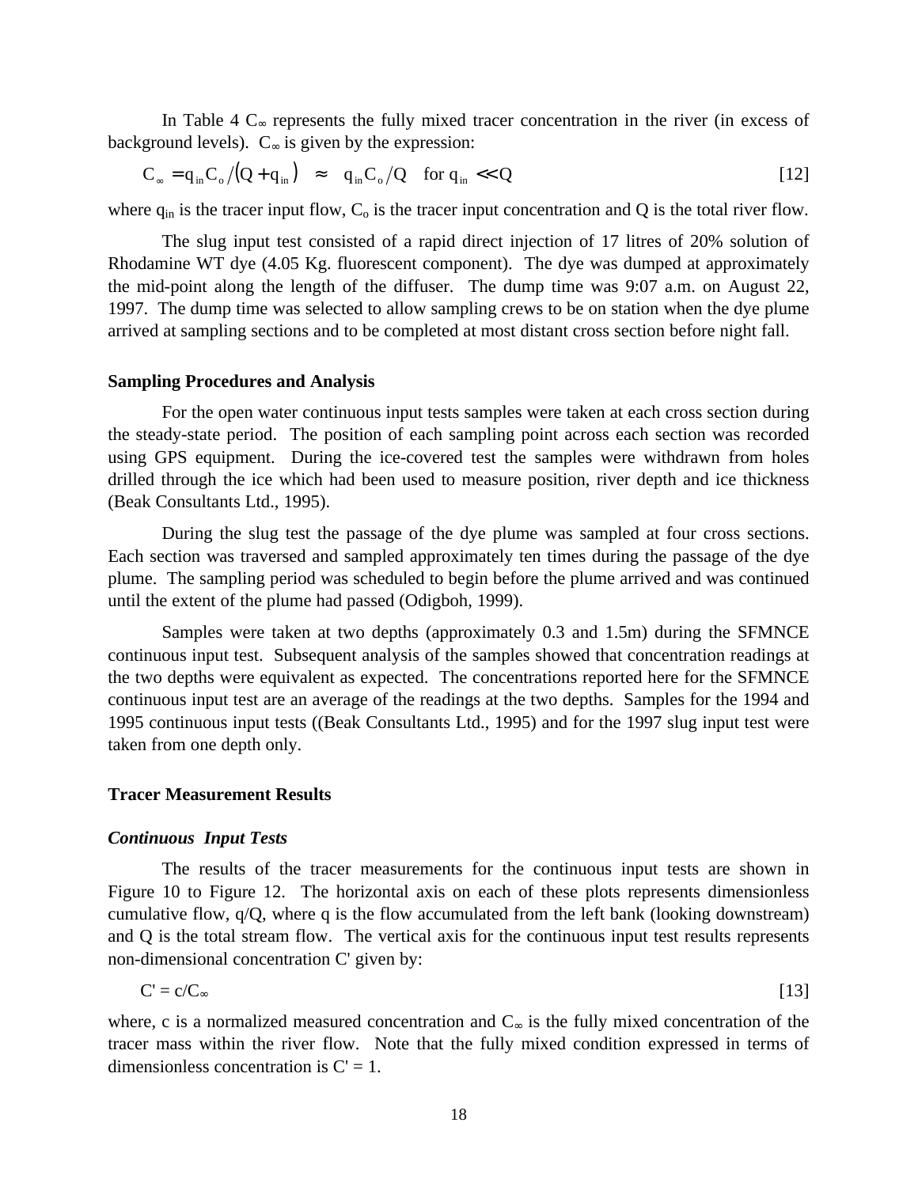In Table 4 $C_\infty$ represents the fully mixed tracer concentration in the river (in excess of background levels). $C_\infty$ is given by the expression:

$$C_\infty = q_{in} C_o / (Q + q_{in}) \approx q_{in} C_o / Q \quad \text{for } q_{in} \ll Q \qquad [12]$$

where $q_{in}$ is the tracer input flow, $C_o$ is the tracer input concentration and Q is the total river flow.

The slug input test consisted of a rapid direct injection of 17 litres of 20% solution of Rhodamine WT dye (4.05 Kg. fluorescent component). The dye was dumped at approximately the mid-point along the length of the diffuser. The dump time was 9:07 a.m. on August 22, 1997. The dump time was selected to allow sampling crews to be on station when the dye plume arrived at sampling sections and to be completed at most distant cross section before night fall.

**Sampling Procedures and Analysis**

For the open water continuous input tests samples were taken at each cross section during the steady-state period. The position of each sampling point across each section was recorded using GPS equipment. During the ice-covered test the samples were withdrawn from holes drilled through the ice which had been used to measure position, river depth and ice thickness (Beak Consultants Ltd., 1995).

During the slug test the passage of the dye plume was sampled at four cross sections. Each section was traversed and sampled approximately ten times during the passage of the dye plume. The sampling period was scheduled to begin before the plume arrived and was continued until the extent of the plume had passed (Odigboh, 1999).

Samples were taken at two depths (approximately 0.3 and 1.5m) during the SFMNCE continuous input test. Subsequent analysis of the samples showed that concentration readings at the two depths were equivalent as expected. The concentrations reported here for the SFMNCE continuous input test are an average of the readings at the two depths. Samples for the 1994 and 1995 continuous input tests ((Beak Consultants Ltd., 1995) and for the 1997 slug input test were taken from one depth only.

**Tracer Measurement Results**

***Continuous Input Tests***

The results of the tracer measurements for the continuous input tests are shown in Figure 10 to Figure 12. The horizontal axis on each of these plots represents dimensionless cumulative flow, q/Q, where q is the flow accumulated from the left bank (looking downstream) and Q is the total stream flow. The vertical axis for the continuous input test results represents non-dimensional concentration C' given by:

$$C' = c/C_\infty \qquad [13]$$

where, c is a normalized measured concentration and $C_\infty$ is the fully mixed concentration of the tracer mass within the river flow. Note that the fully mixed condition expressed in terms of dimensionless concentration is C' = 1.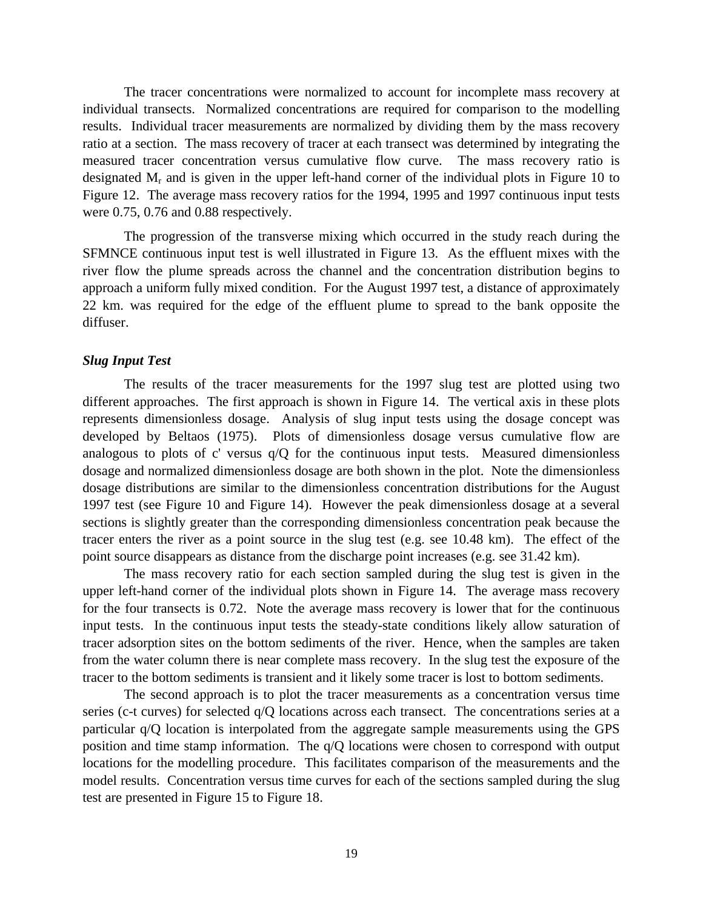The tracer concentrations were normalized to account for incomplete mass recovery at individual transects. Normalized concentrations are required for comparison to the modelling results. Individual tracer measurements are normalized by dividing them by the mass recovery ratio at a section. The mass recovery of tracer at each transect was determined by integrating the measured tracer concentration versus cumulative flow curve. The mass recovery ratio is designated $M_r$ and is given in the upper left-hand corner of the individual plots in Figure 10 to Figure 12. The average mass recovery ratios for the 1994, 1995 and 1997 continuous input tests were 0.75, 0.76 and 0.88 respectively.

The progression of the transverse mixing which occurred in the study reach during the SFMNCE continuous input test is well illustrated in Figure 13. As the effluent mixes with the river flow the plume spreads across the channel and the concentration distribution begins to approach a uniform fully mixed condition. For the August 1997 test, a distance of approximately 22 km. was required for the edge of the effluent plume to spread to the bank opposite the diffuser.

### *Slug Input Test*

The results of the tracer measurements for the 1997 slug test are plotted using two different approaches. The first approach is shown in Figure 14. The vertical axis in these plots represents dimensionless dosage. Analysis of slug input tests using the dosage concept was developed by Beltaos (1975). Plots of dimensionless dosage versus cumulative flow are analogous to plots of c' versus q/Q for the continuous input tests. Measured dimensionless dosage and normalized dimensionless dosage are both shown in the plot. Note the dimensionless dosage distributions are similar to the dimensionless concentration distributions for the August 1997 test (see Figure 10 and Figure 14). However the peak dimensionless dosage at a several sections is slightly greater than the corresponding dimensionless concentration peak because the tracer enters the river as a point source in the slug test (e.g. see 10.48 km). The effect of the point source disappears as distance from the discharge point increases (e.g. see 31.42 km).

The mass recovery ratio for each section sampled during the slug test is given in the upper left-hand corner of the individual plots shown in Figure 14. The average mass recovery for the four transects is 0.72. Note the average mass recovery is lower that for the continuous input tests. In the continuous input tests the steady-state conditions likely allow saturation of tracer adsorption sites on the bottom sediments of the river. Hence, when the samples are taken from the water column there is near complete mass recovery. In the slug test the exposure of the tracer to the bottom sediments is transient and it likely some tracer is lost to bottom sediments.

The second approach is to plot the tracer measurements as a concentration versus time series (c-t curves) for selected q/Q locations across each transect. The concentrations series at a particular q/Q location is interpolated from the aggregate sample measurements using the GPS position and time stamp information. The q/Q locations were chosen to correspond with output locations for the modelling procedure. This facilitates comparison of the measurements and the model results. Concentration versus time curves for each of the sections sampled during the slug test are presented in Figure 15 to Figure 18.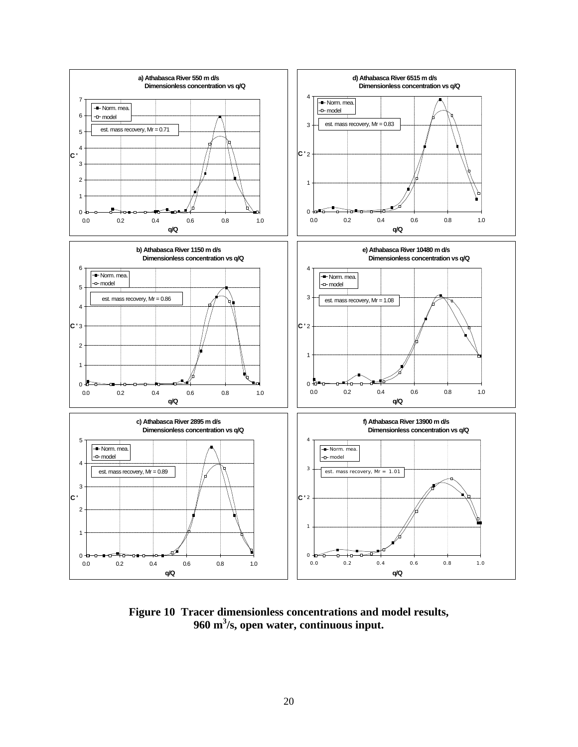a) Athabasca River 550 m d/s
Dimensionless concentration vs q/Q

est. mass recovery, Mr = 0.71

b) Athabasca River 1150 m d/s
Dimensionless concentration vs q/Q

est. mass recovery, Mr = 0.86

c) Athabasca River 2895 m d/s
Dimensionless concentration vs q/Q

est. mass recovery, Mr = 0.89

d) Athabasca River 6515 m d/s
Dimensionless concentration vs q/Q

est. mass recovery, Mr = 0.83

e) Athabasca River 10480 m d/s
Dimensionless concentration vs q/Q

est. mass recovery, Mr = 1.08

f) Athabasca River 13900 m d/s
Dimensionless concentration vs q/Q

est. mass recovery, Mr = 1.01

**Figure 10 Tracer dimensionless concentrations and model results, 960 $m^3$/s, open water, continuous input.**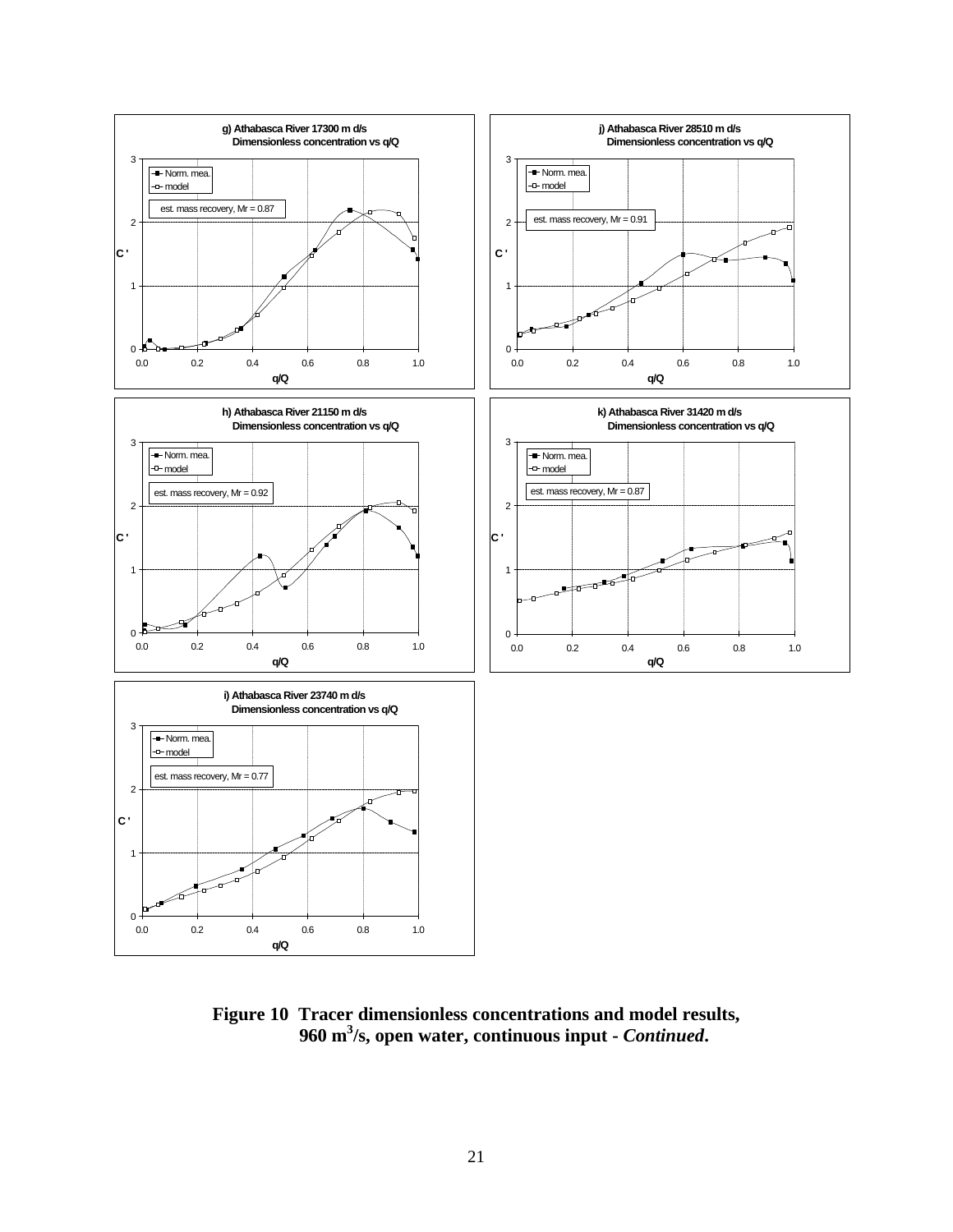**g) Athabasca River 17300 m d/s**
**Dimensionless concentration vs q/Q**

est. mass recovery, Mr = 0.87

**j) Athabasca River 28510 m d/s**
**Dimensionless concentration vs q/Q**

est. mass recovery, Mr = 0.91

**h) Athabasca River 21150 m d/s**
**Dimensionless concentration vs q/Q**

est. mass recovery, Mr = 0.92

**k) Athabasca River 31420 m d/s**
**Dimensionless concentration vs q/Q**

est. mass recovery, Mr = 0.87

**i) Athabasca River 23740 m d/s**
**Dimensionless concentration vs q/Q**

est. mass recovery, Mr = 0.77

**Figure 10 Tracer dimensionless concentrations and model results, 960 $m^3$/s, open water, continuous input -** ***Continued*****.**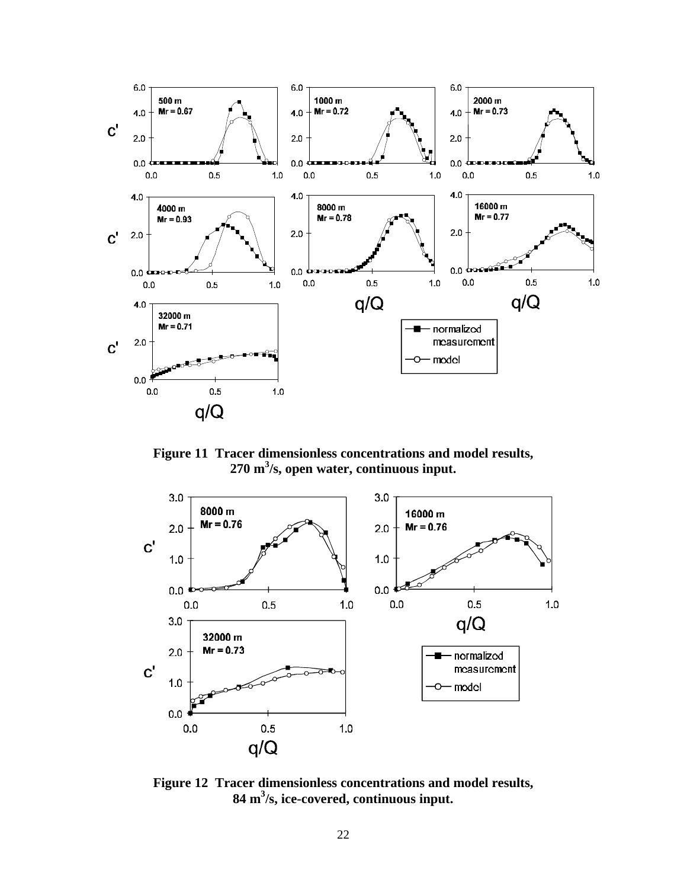**Figure 11 Tracer dimensionless concentrations and model results, 270 m$^3$/s, open water, continuous input.**

**Figure 12 Tracer dimensionless concentrations and model results, 84 m$^3$/s, ice-covered, continuous input.**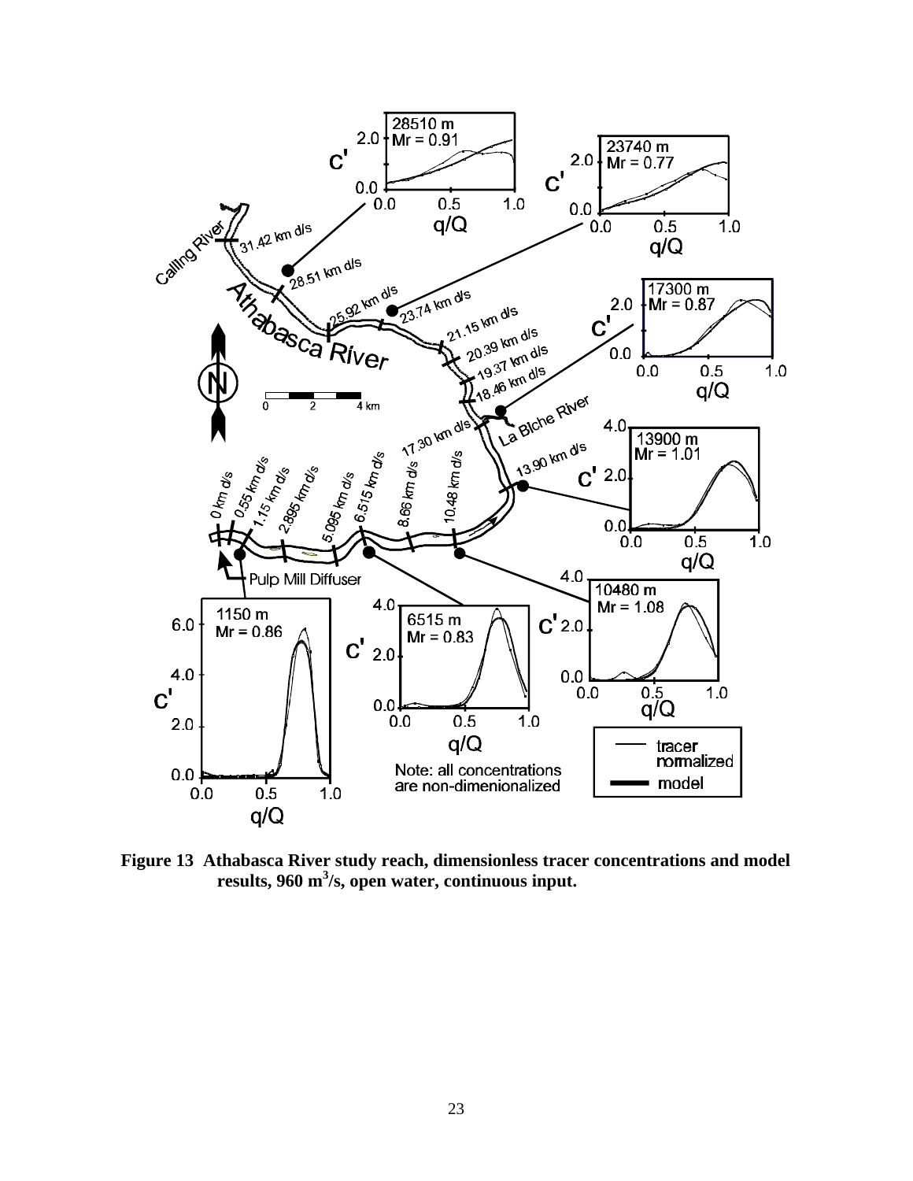**Figure 13 Athabasca River study reach, dimensionless tracer concentrations and model results, 960 $m^3/s$, open water, continuous input.**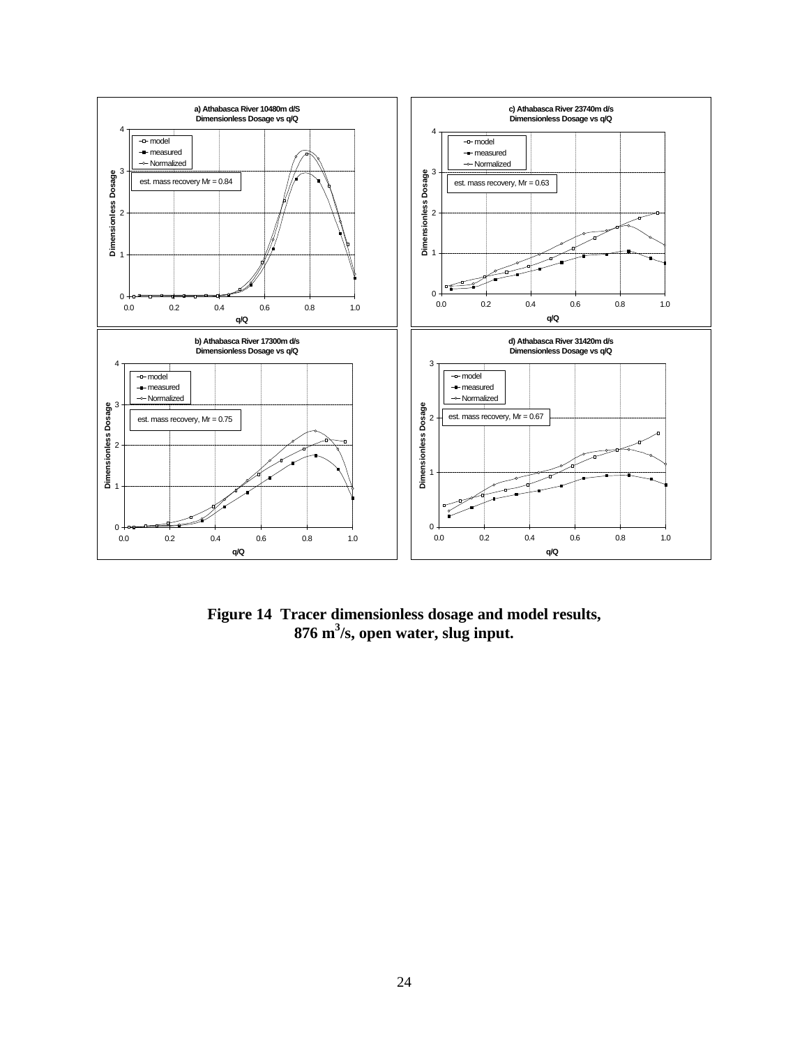**Figure 14 Tracer dimensionless dosage and model results, 876 m$^3$/s, open water, slug input.**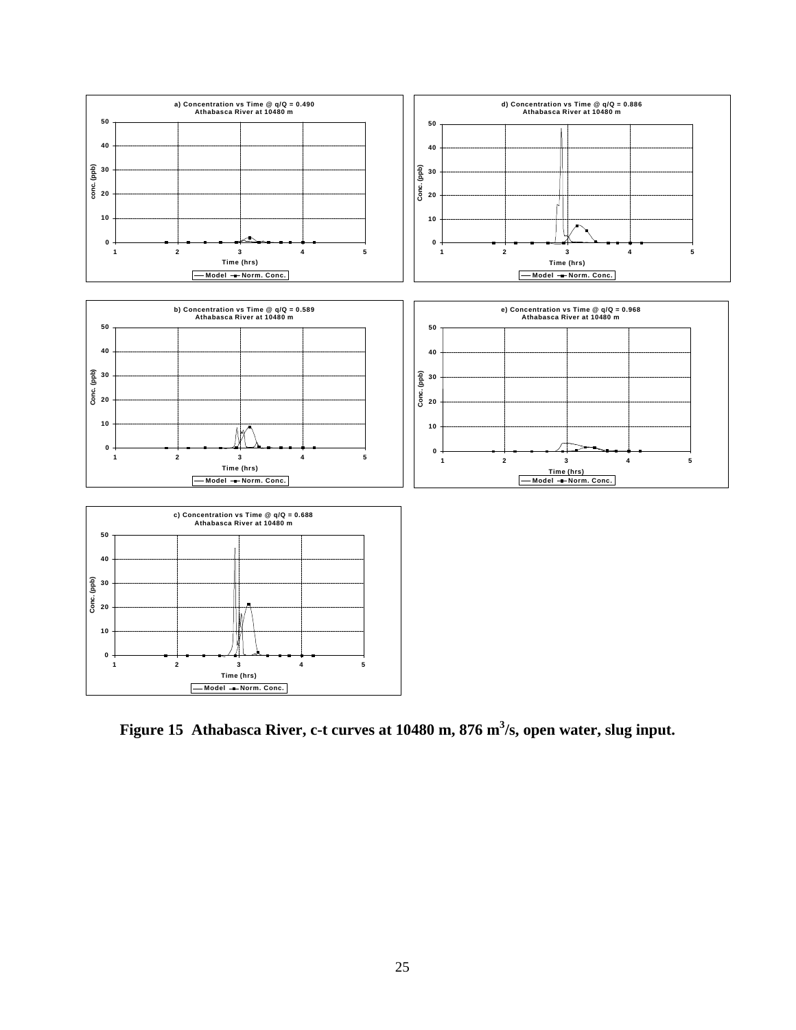**Figure 15 Athabasca River, c-t curves at 10480 m, 876 m$^3$/s, open water, slug input.**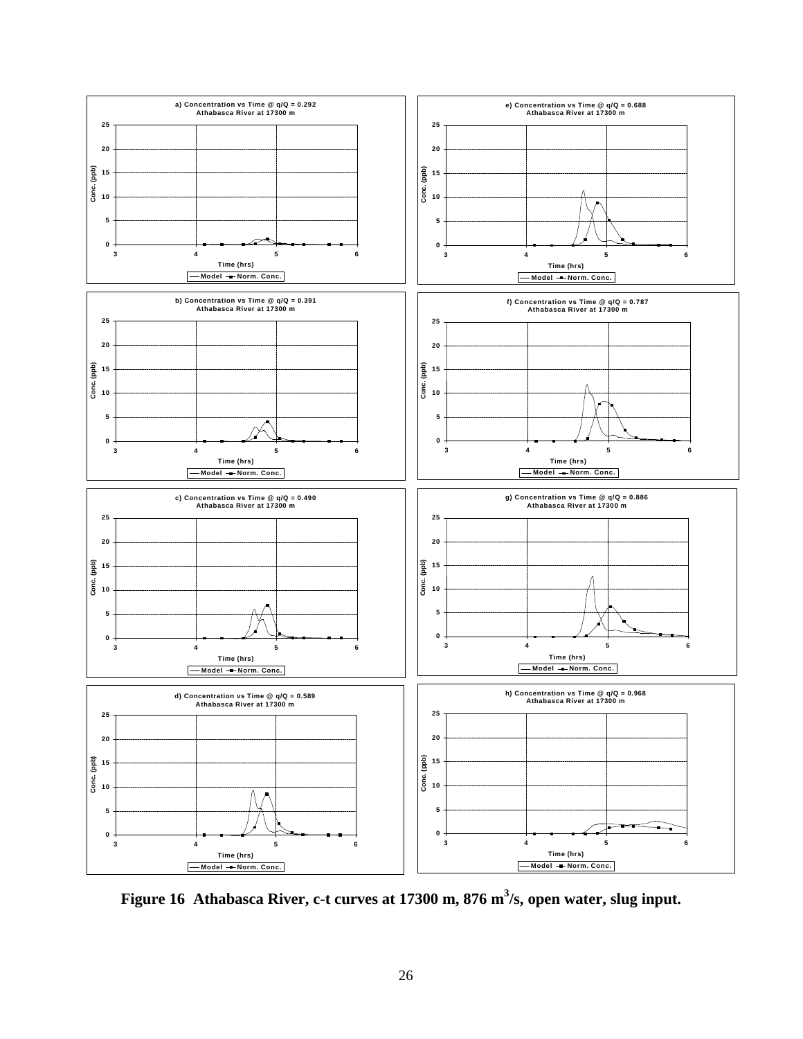**Figure 16 Athabasca River, c-t curves at 17300 m, 876 $m^3/s$, open water, slug input.**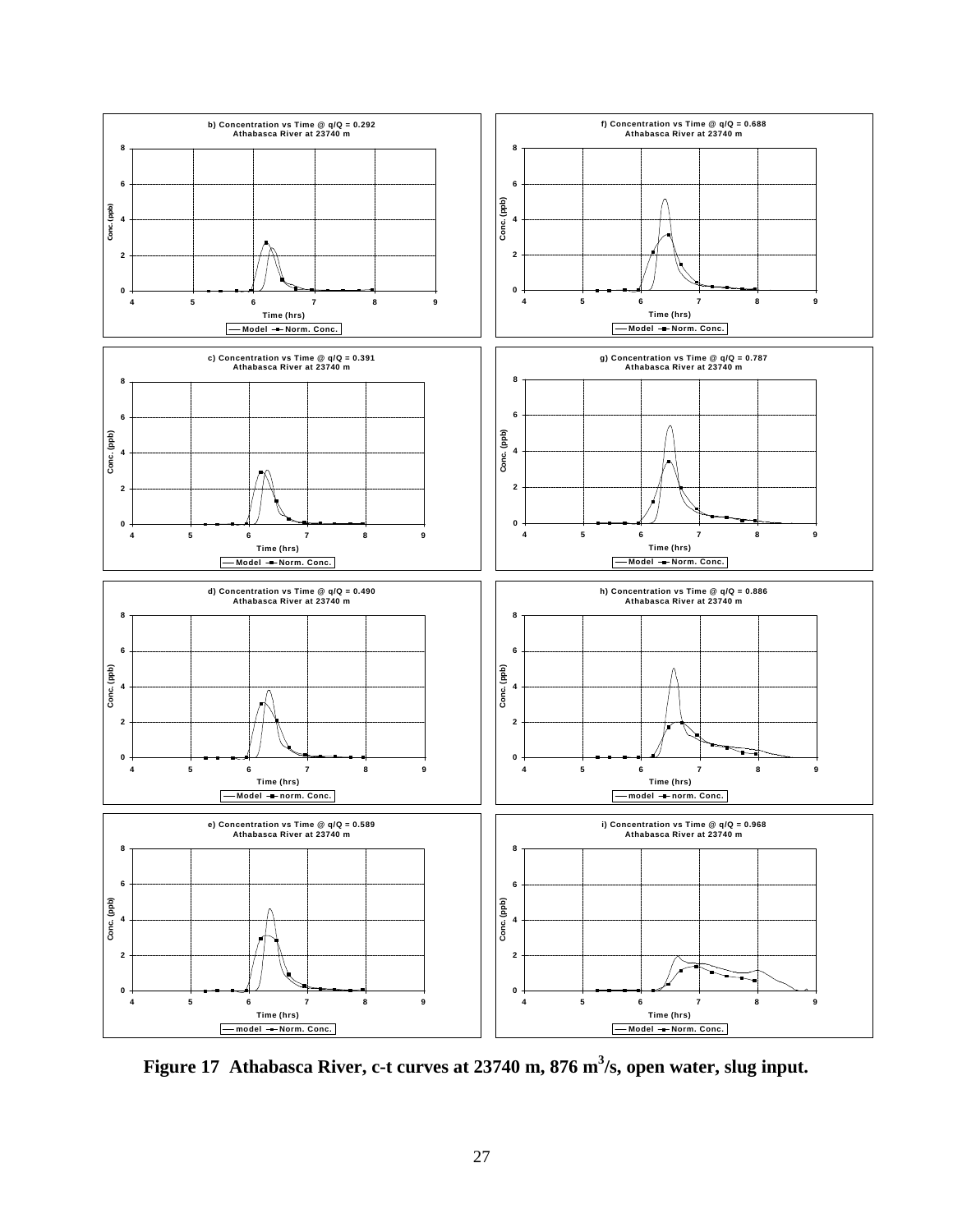b) Concentration vs Time @ q/Q = 0.292
Athabasca River at 23740 m

c) Concentration vs Time @ q/Q = 0.391
Athabasca River at 23740 m

d) Concentration vs Time @ q/Q = 0.490
Athabasca River at 23740 m

e) Concentration vs Time @ q/Q = 0.589
Athabasca River at 23740 m

f) Concentration vs Time @ q/Q = 0.688
Athabasca River at 23740 m

g) Concentration vs Time @ q/Q = 0.787
Athabasca River at 23740 m

h) Concentration vs Time @ q/Q = 0.886
Athabasca River at 23740 m

i) Concentration vs Time @ q/Q = 0.968
Athabasca River at 23740 m

**Figure 17 Athabasca River, c-t curves at 23740 m, 876 $m^3/s$, open water, slug input.**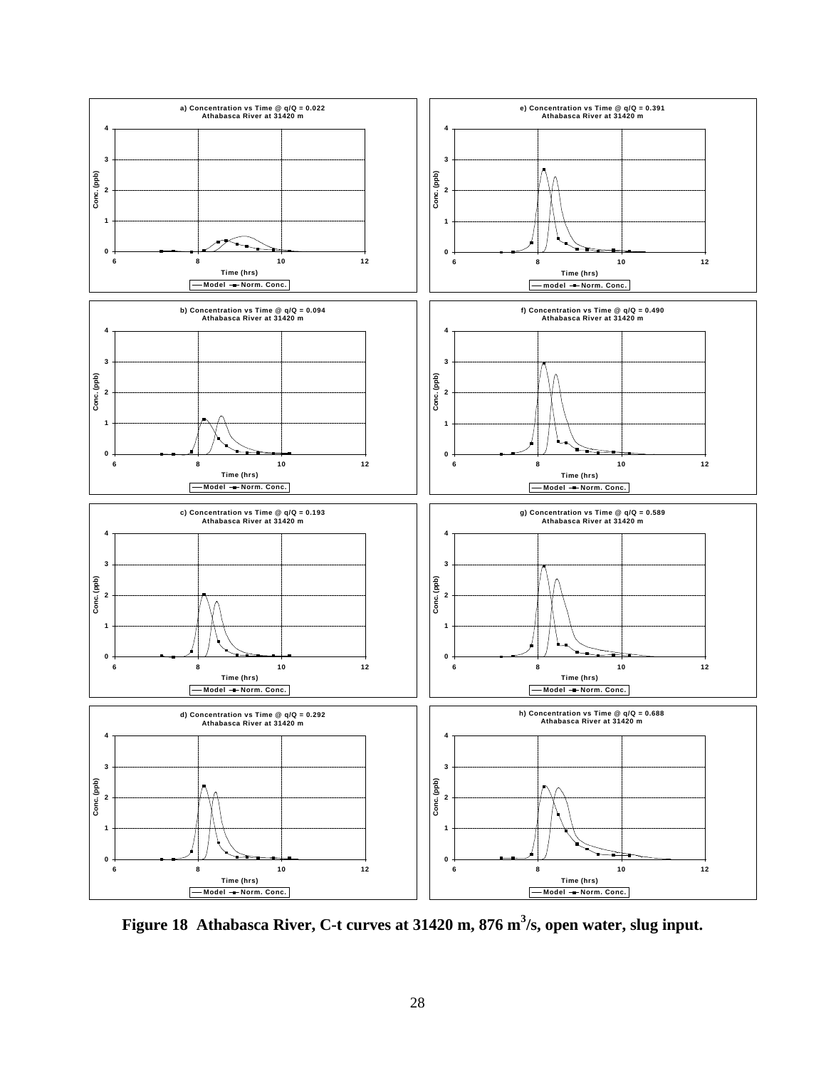**Figure 18 Athabasca River, C-t curves at 31420 m, 876 m$^3$/s, open water, slug input.**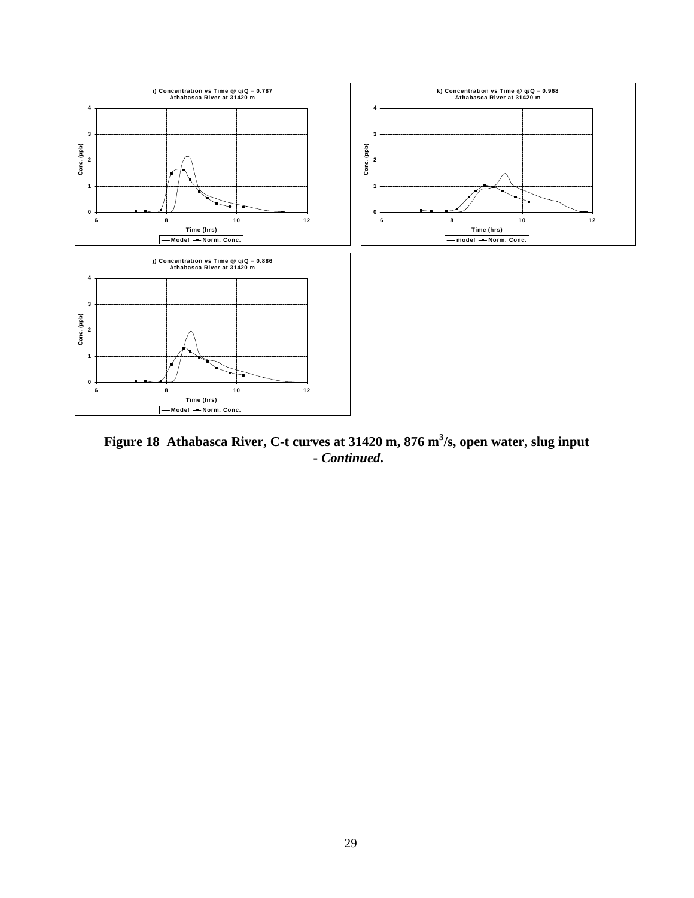**Figure 18 Athabasca River, C-t curves at 31420 m, 876 m$^3$/s, open water, slug input - *Continued*.**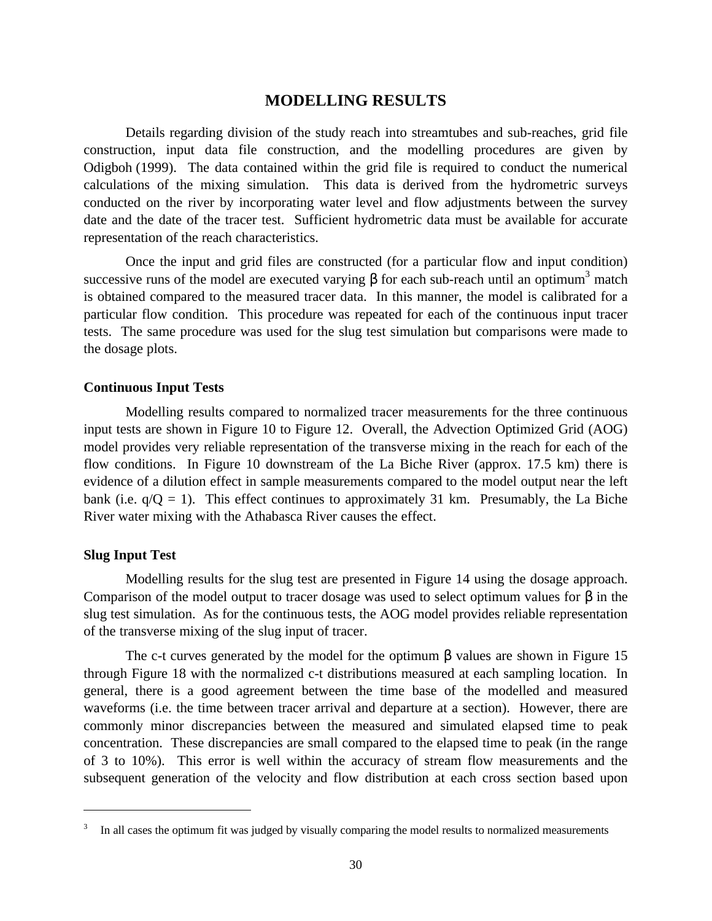## MODELLING RESULTS

Details regarding division of the study reach into streamtubes and sub-reaches, grid file construction, input data file construction, and the modelling procedures are given by Odigboh (1999). The data contained within the grid file is required to conduct the numerical calculations of the mixing simulation. This data is derived from the hydrometric surveys conducted on the river by incorporating water level and flow adjustments between the survey date and the date of the tracer test. Sufficient hydrometric data must be available for accurate representation of the reach characteristics.

Once the input and grid files are constructed (for a particular flow and input condition) successive runs of the model are executed varying $\beta$ for each sub-reach until an optimum[3] match is obtained compared to the measured tracer data. In this manner, the model is calibrated for a particular flow condition. This procedure was repeated for each of the continuous input tracer tests. The same procedure was used for the slug test simulation but comparisons were made to the dosage plots.

### Continuous Input Tests

Modelling results compared to normalized tracer measurements for the three continuous input tests are shown in Figure 10 to Figure 12. Overall, the Advection Optimized Grid (AOG) model provides very reliable representation of the transverse mixing in the reach for each of the flow conditions. In Figure 10 downstream of the La Biche River (approx. 17.5 km) there is evidence of a dilution effect in sample measurements compared to the model output near the left bank (i.e. $q/Q = 1$). This effect continues to approximately 31 km. Presumably, the La Biche River water mixing with the Athabasca River causes the effect.

### Slug Input Test

Modelling results for the slug test are presented in Figure 14 using the dosage approach. Comparison of the model output to tracer dosage was used to select optimum values for $\beta$ in the slug test simulation. As for the continuous tests, the AOG model provides reliable representation of the transverse mixing of the slug input of tracer.

The c-t curves generated by the model for the optimum $\beta$ values are shown in Figure 15 through Figure 18 with the normalized c-t distributions measured at each sampling location. In general, there is a good agreement between the time base of the modelled and measured waveforms (i.e. the time between tracer arrival and departure at a section). However, there are commonly minor discrepancies between the measured and simulated elapsed time to peak concentration. These discrepancies are small compared to the elapsed time to peak (in the range of 3 to 10%). This error is well within the accuracy of stream flow measurements and the subsequent generation of the velocity and flow distribution at each cross section based upon

---

[3] In all cases the optimum fit was judged by visually comparing the model results to normalized measurements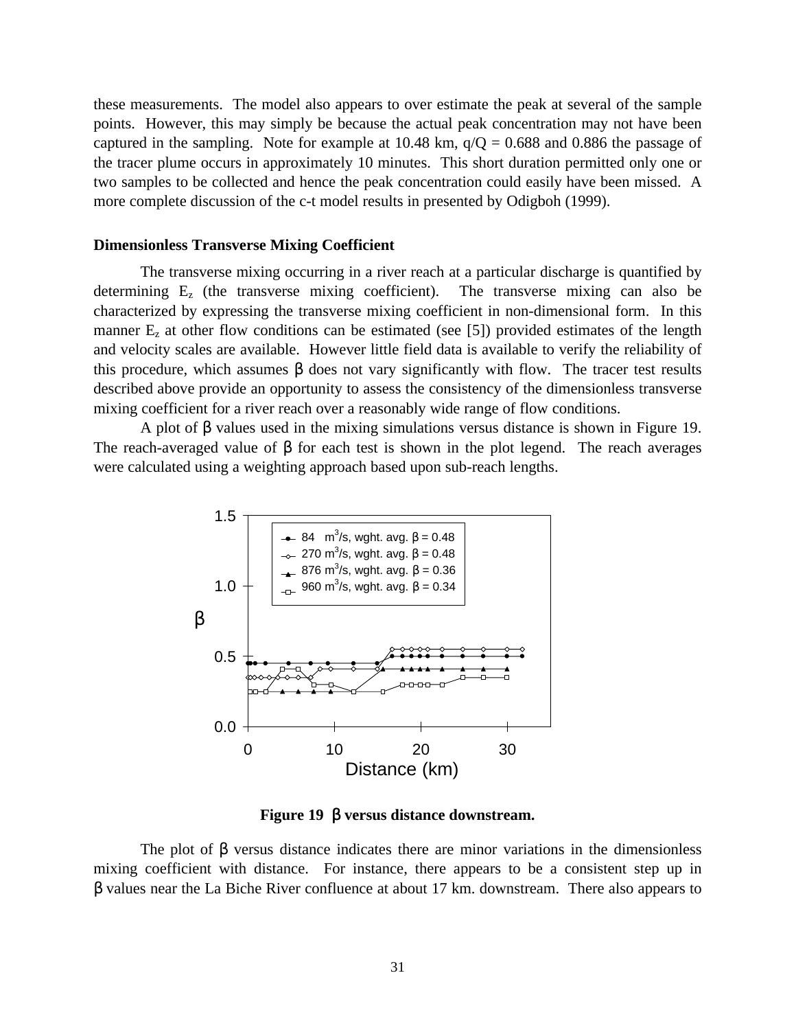these measurements. The model also appears to over estimate the peak at several of the sample points. However, this may simply be because the actual peak concentration may not have been captured in the sampling. Note for example at 10.48 km, q/Q = 0.688 and 0.886 the passage of the tracer plume occurs in approximately 10 minutes. This short duration permitted only one or two samples to be collected and hence the peak concentration could easily have been missed. A more complete discussion of the c-t model results in presented by Odigboh (1999).

**Dimensionless Transverse Mixing Coefficient**

The transverse mixing occurring in a river reach at a particular discharge is quantified by determining $E_z$ (the transverse mixing coefficient). The transverse mixing can also be characterized by expressing the transverse mixing coefficient in non-dimensional form. In this manner $E_z$ at other flow conditions can be estimated (see [5]) provided estimates of the length and velocity scales are available. However little field data is available to verify the reliability of this procedure, which assumes $\beta$ does not vary significantly with flow. The tracer test results described above provide an opportunity to assess the consistency of the dimensionless transverse mixing coefficient for a river reach over a reasonably wide range of flow conditions.

A plot of $\beta$ values used in the mixing simulations versus distance is shown in Figure 19. The reach-averaged value of $\beta$ for each test is shown in the plot legend. The reach averages were calculated using a weighting approach based upon sub-reach lengths.

**Figure 19** $\beta$ **versus distance downstream.**

The plot of $\beta$ versus distance indicates there are minor variations in the dimensionless mixing coefficient with distance. For instance, there appears to be a consistent step up in $\beta$ values near the La Biche River confluence at about 17 km. downstream. There also appears to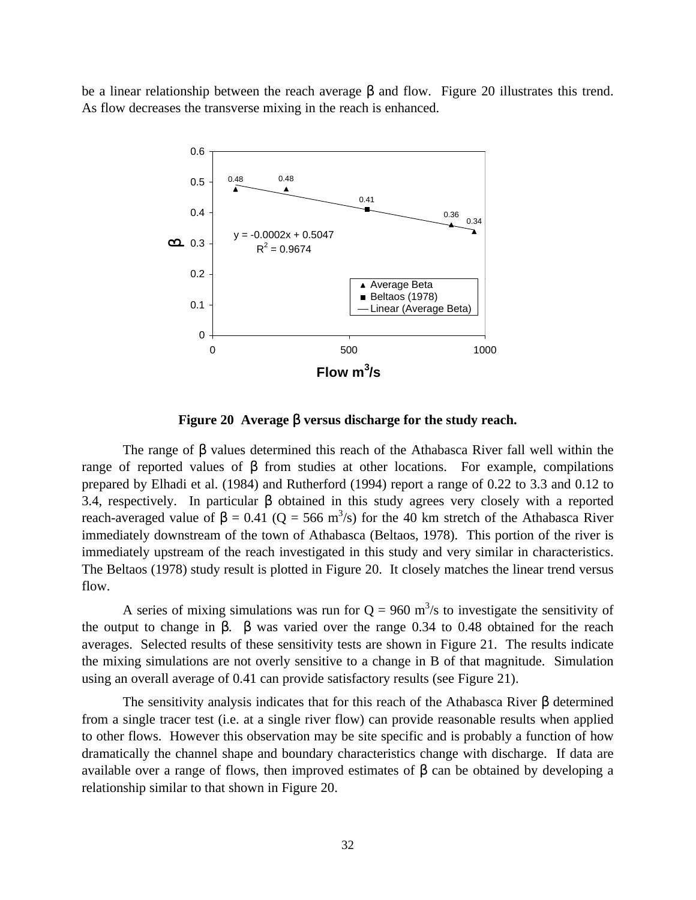be a linear relationship between the reach average β and flow. Figure 20 illustrates this trend. As flow decreases the transverse mixing in the reach is enhanced.

**Figure 20 Average β versus discharge for the study reach.**

The range of β values determined this reach of the Athabasca River fall well within the range of reported values of β from studies at other locations. For example, compilations prepared by Elhadi et al. (1984) and Rutherford (1994) report a range of 0.22 to 3.3 and 0.12 to 3.4, respectively. In particular β obtained in this study agrees very closely with a reported reach-averaged value of β = 0.41 (Q = 566 $m^3/s$) for the 40 km stretch of the Athabasca River immediately downstream of the town of Athabasca (Beltaos, 1978). This portion of the river is immediately upstream of the reach investigated in this study and very similar in characteristics. The Beltaos (1978) study result is plotted in Figure 20. It closely matches the linear trend versus flow.

A series of mixing simulations was run for Q = 960 $m^3/s$ to investigate the sensitivity of the output to change in β. β was varied over the range 0.34 to 0.48 obtained for the reach averages. Selected results of these sensitivity tests are shown in Figure 21. The results indicate the mixing simulations are not overly sensitive to a change in B of that magnitude. Simulation using an overall average of 0.41 can provide satisfactory results (see Figure 21).

The sensitivity analysis indicates that for this reach of the Athabasca River β determined from a single tracer test (i.e. at a single river flow) can provide reasonable results when applied to other flows. However this observation may be site specific and is probably a function of how dramatically the channel shape and boundary characteristics change with discharge. If data are available over a range of flows, then improved estimates of β can be obtained by developing a relationship similar to that shown in Figure 20.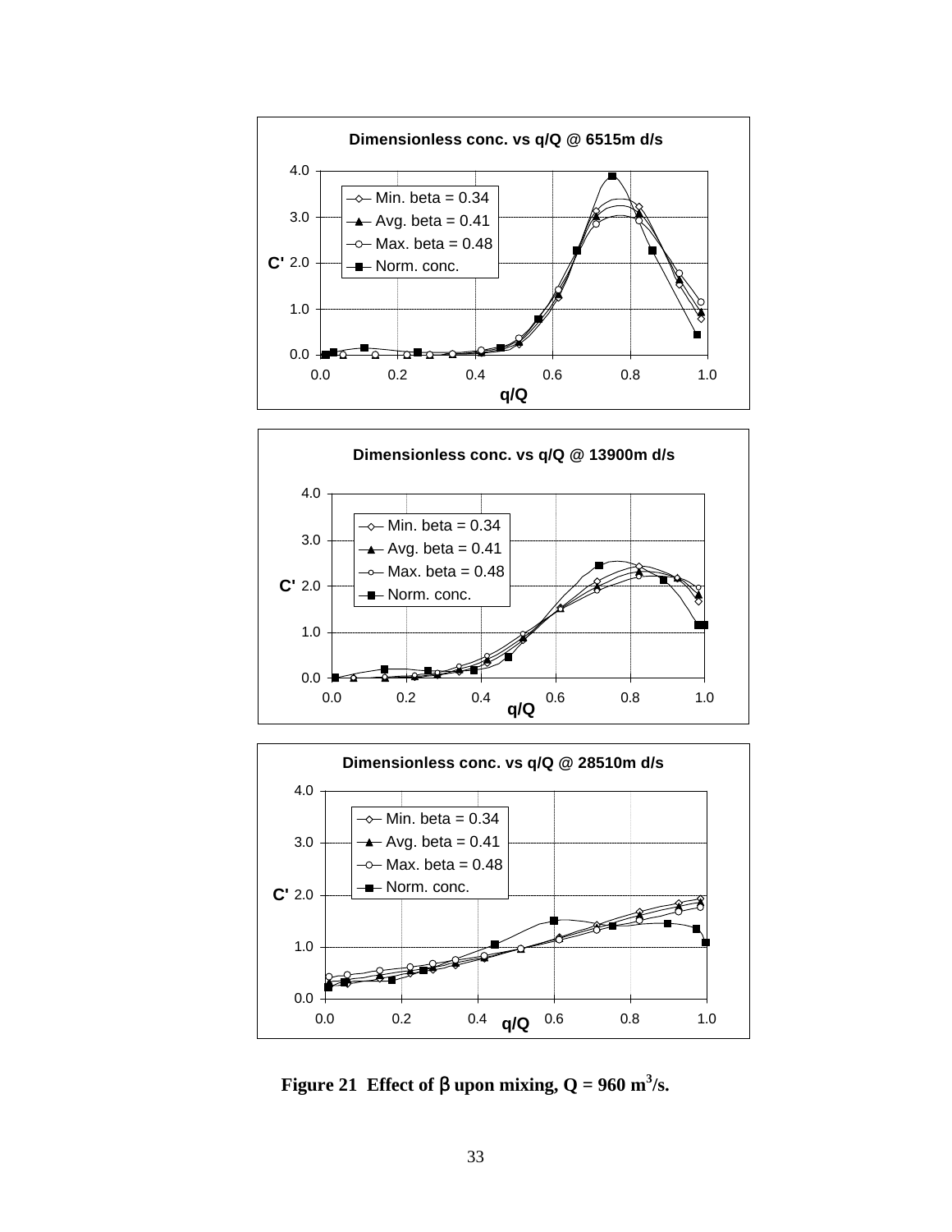**Dimensionless conc. vs q/Q @ 6515m d/s**

**Dimensionless conc. vs q/Q @ 13900m d/s**

**Dimensionless conc. vs q/Q @ 28510m d/s**

Legend (all three charts): Min. beta = 0.34; Avg. beta = 0.41; Max. beta = 0.48; Norm. conc.

Axes (all three charts): C' (vertical, 0.0 to 4.0); q/Q (horizontal, 0.0 to 1.0)

**Figure 21 Effect of β upon mixing, Q = 960 $m^3$/s.**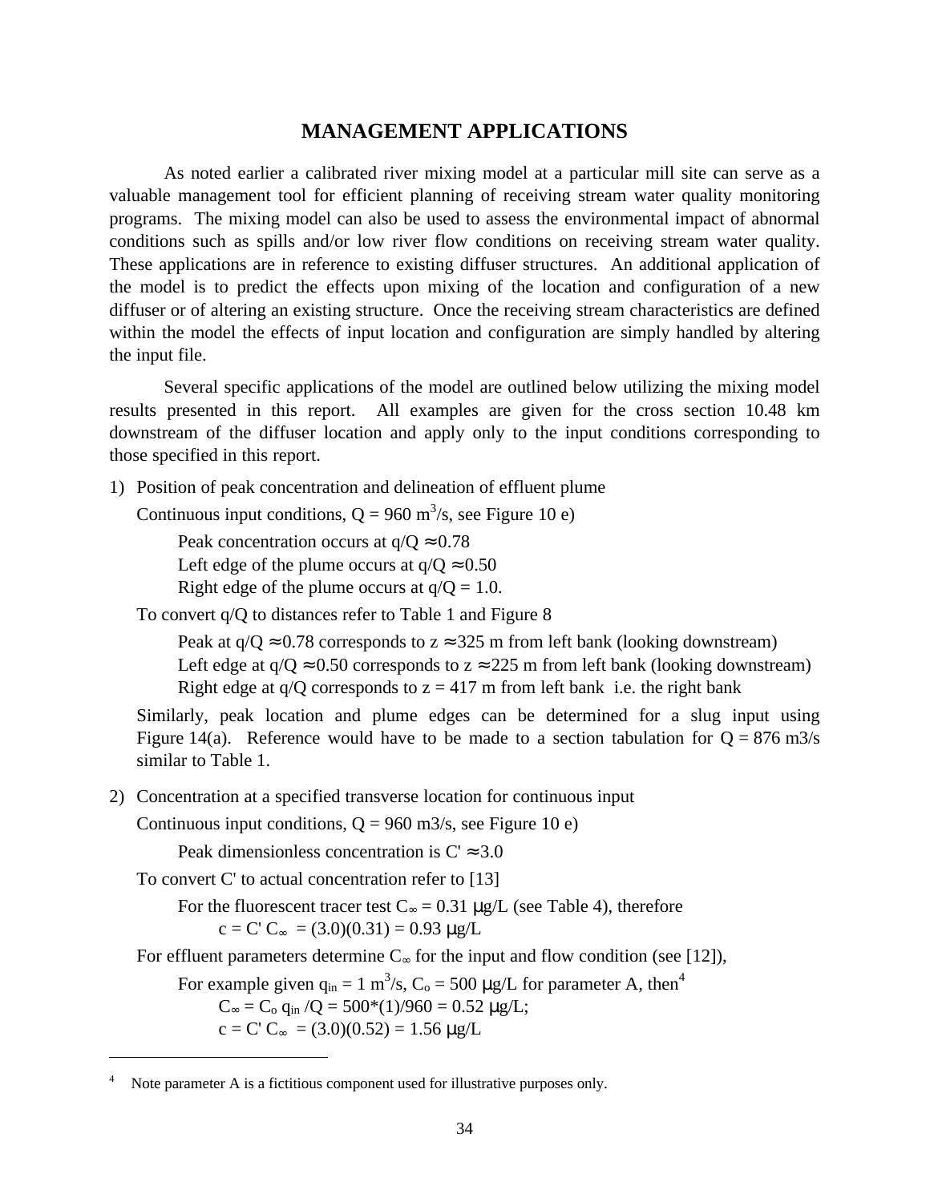## MANAGEMENT APPLICATIONS

As noted earlier a calibrated river mixing model at a particular mill site can serve as a valuable management tool for efficient planning of receiving stream water quality monitoring programs. The mixing model can also be used to assess the environmental impact of abnormal conditions such as spills and/or low river flow conditions on receiving stream water quality. These applications are in reference to existing diffuser structures. An additional application of the model is to predict the effects upon mixing of the location and configuration of a new diffuser or of altering an existing structure. Once the receiving stream characteristics are defined within the model the effects of input location and configuration are simply handled by altering the input file.

Several specific applications of the model are outlined below utilizing the mixing model results presented in this report. All examples are given for the cross section 10.48 km downstream of the diffuser location and apply only to the input conditions corresponding to those specified in this report.

1) Position of peak concentration and delineation of effluent plume

   Continuous input conditions, $Q = 960\ m^3/s$, see Figure 10 e)

   > Peak concentration occurs at $q/Q \approx 0.78$
   > Left edge of the plume occurs at $q/Q \approx 0.50$
   > Right edge of the plume occurs at $q/Q = 1.0$.

   To convert q/Q to distances refer to Table 1 and Figure 8

   > Peak at $q/Q \approx 0.78$ corresponds to $z \approx 325$ m from left bank (looking downstream)
   > Left edge at $q/Q \approx 0.50$ corresponds to $z \approx 225$ m from left bank (looking downstream)
   > Right edge at q/Q corresponds to $z = 417$ m from left bank i.e. the right bank

   Similarly, peak location and plume edges can be determined for a slug input using Figure 14(a). Reference would have to be made to a section tabulation for Q = 876 m3/s similar to Table 1.

2) Concentration at a specified transverse location for continuous input

   Continuous input conditions, Q = 960 m3/s, see Figure 10 e)

   > Peak dimensionless concentration is $C' \approx 3.0$

   To convert C' to actual concentration refer to [13]

   > For the fluorescent tracer test $C_\infty = 0.31$ μg/L (see Table 4), therefore
   > $c = C'\,C_\infty = (3.0)(0.31) = 0.93$ μg/L

   For effluent parameters determine $C_\infty$ for the input and flow condition (see [12]),

   > For example given $q_{in} = 1\ m^3/s$, $C_o = 500$ μg/L for parameter A, then[4]
   > $C_\infty = C_o\, q_{in}/Q = 500*(1)/960 = 0.52$ μg/L;
   > $c = C'\,C_\infty = (3.0)(0.52) = 1.56$ μg/L

---

[4] Note parameter A is a fictitious component used for illustrative purposes only.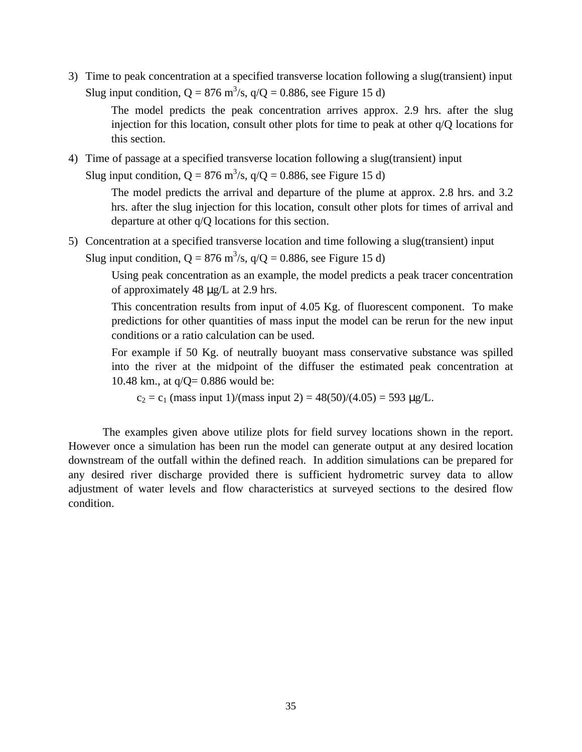3) Time to peak concentration at a specified transverse location following a slug(transient) input

   Slug input condition, Q = 876 $m^3/s$, q/Q = 0.886, see Figure 15 d)

   The model predicts the peak concentration arrives approx. 2.9 hrs. after the slug injection for this location, consult other plots for time to peak at other q/Q locations for this section.

4) Time of passage at a specified transverse location following a slug(transient) input

   Slug input condition, Q = 876 $m^3/s$, q/Q = 0.886, see Figure 15 d)

   The model predicts the arrival and departure of the plume at approx. 2.8 hrs. and 3.2 hrs. after the slug injection for this location, consult other plots for times of arrival and departure at other q/Q locations for this section.

5) Concentration at a specified transverse location and time following a slug(transient) input

   Slug input condition, Q = 876 $m^3/s$, q/Q = 0.886, see Figure 15 d)

   Using peak concentration as an example, the model predicts a peak tracer concentration of approximately 48 μg/L at 2.9 hrs.

   This concentration results from input of 4.05 Kg. of fluorescent component. To make predictions for other quantities of mass input the model can be rerun for the new input conditions or a ratio calculation can be used.

   For example if 50 Kg. of neutrally buoyant mass conservative substance was spilled into the river at the midpoint of the diffuser the estimated peak concentration at 10.48 km., at q/Q= 0.886 would be:

   $c_2 = c_1$ (mass input 1)/(mass input 2) = 48(50)/(4.05) = 593 μg/L.

The examples given above utilize plots for field survey locations shown in the report. However once a simulation has been run the model can generate output at any desired location downstream of the outfall within the defined reach. In addition simulations can be prepared for any desired river discharge provided there is sufficient hydrometric survey data to allow adjustment of water levels and flow characteristics at surveyed sections to the desired flow condition.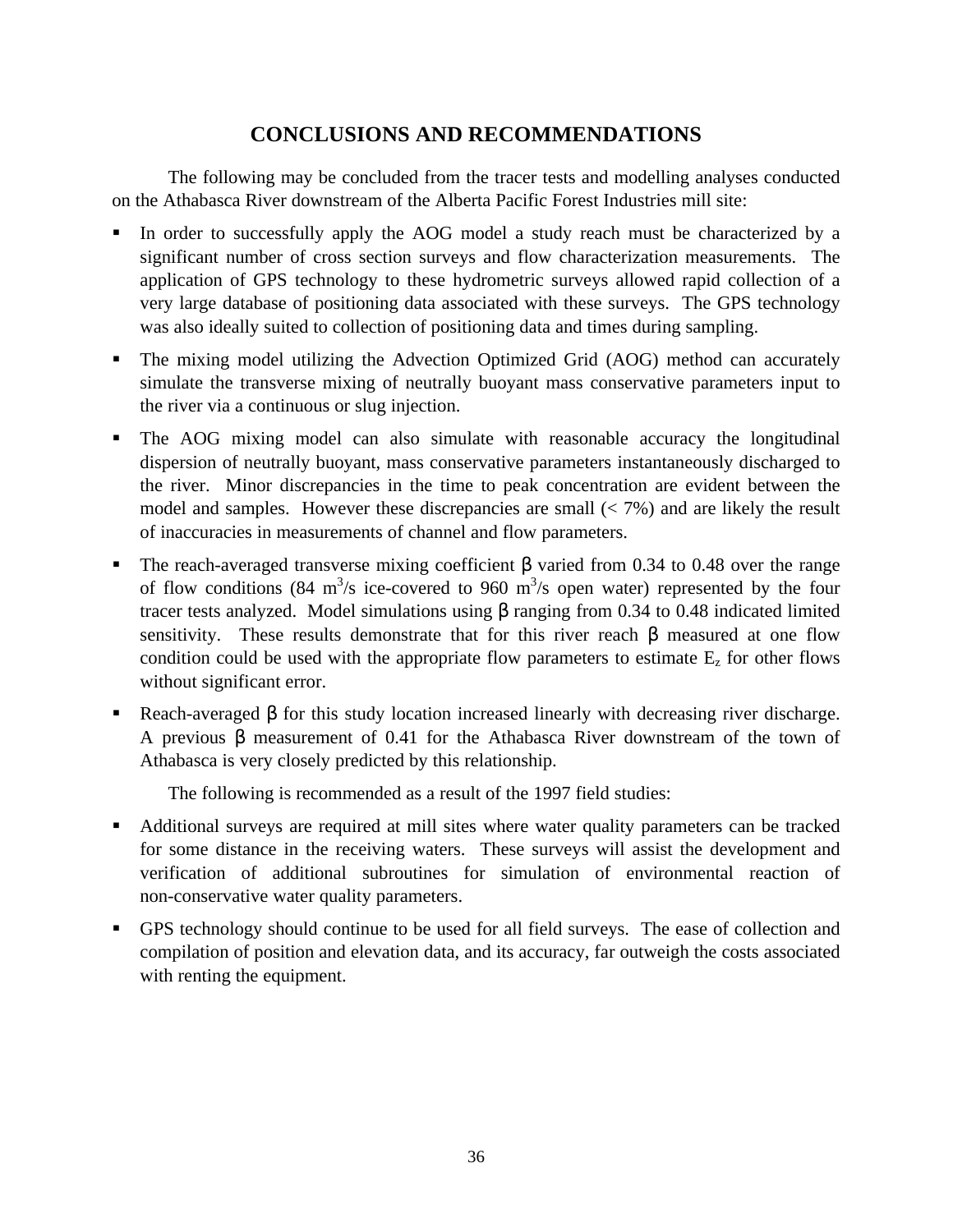## CONCLUSIONS AND RECOMMENDATIONS

The following may be concluded from the tracer tests and modelling analyses conducted on the Athabasca River downstream of the Alberta Pacific Forest Industries mill site:

- In order to successfully apply the AOG model a study reach must be characterized by a significant number of cross section surveys and flow characterization measurements. The application of GPS technology to these hydrometric surveys allowed rapid collection of a very large database of positioning data associated with these surveys. The GPS technology was also ideally suited to collection of positioning data and times during sampling.
- The mixing model utilizing the Advection Optimized Grid (AOG) method can accurately simulate the transverse mixing of neutrally buoyant mass conservative parameters input to the river via a continuous or slug injection.
- The AOG mixing model can also simulate with reasonable accuracy the longitudinal dispersion of neutrally buoyant, mass conservative parameters instantaneously discharged to the river. Minor discrepancies in the time to peak concentration are evident between the model and samples. However these discrepancies are small (< 7%) and are likely the result of inaccuracies in measurements of channel and flow parameters.
- The reach-averaged transverse mixing coefficient $\beta$ varied from 0.34 to 0.48 over the range of flow conditions (84 $m^3/s$ ice-covered to 960 $m^3/s$ open water) represented by the four tracer tests analyzed. Model simulations using $\beta$ ranging from 0.34 to 0.48 indicated limited sensitivity. These results demonstrate that for this river reach $\beta$ measured at one flow condition could be used with the appropriate flow parameters to estimate $E_z$ for other flows without significant error.
- Reach-averaged $\beta$ for this study location increased linearly with decreasing river discharge. A previous $\beta$ measurement of 0.41 for the Athabasca River downstream of the town of Athabasca is very closely predicted by this relationship.

The following is recommended as a result of the 1997 field studies:

- Additional surveys are required at mill sites where water quality parameters can be tracked for some distance in the receiving waters. These surveys will assist the development and verification of additional subroutines for simulation of environmental reaction of non-conservative water quality parameters.
- GPS technology should continue to be used for all field surveys. The ease of collection and compilation of position and elevation data, and its accuracy, far outweigh the costs associated with renting the equipment.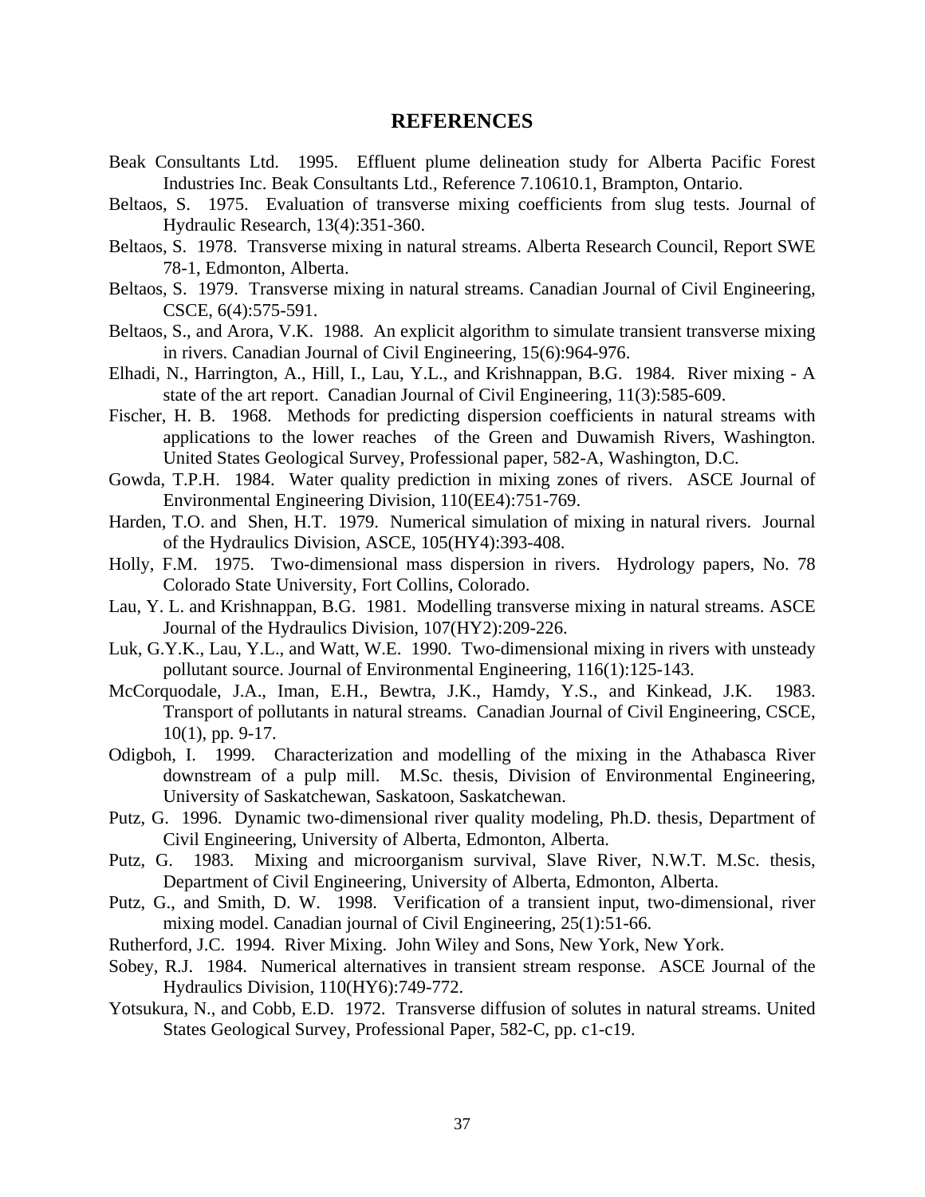# REFERENCES

Beak Consultants Ltd. 1995. Effluent plume delineation study for Alberta Pacific Forest Industries Inc. Beak Consultants Ltd., Reference 7.10610.1, Brampton, Ontario.

Beltaos, S. 1975. Evaluation of transverse mixing coefficients from slug tests. Journal of Hydraulic Research, 13(4):351-360.

Beltaos, S. 1978. Transverse mixing in natural streams. Alberta Research Council, Report SWE 78-1, Edmonton, Alberta.

Beltaos, S. 1979. Transverse mixing in natural streams. Canadian Journal of Civil Engineering, CSCE, 6(4):575-591.

Beltaos, S., and Arora, V.K. 1988. An explicit algorithm to simulate transient transverse mixing in rivers. Canadian Journal of Civil Engineering, 15(6):964-976.

Elhadi, N., Harrington, A., Hill, I., Lau, Y.L., and Krishnappan, B.G. 1984. River mixing - A state of the art report. Canadian Journal of Civil Engineering, 11(3):585-609.

Fischer, H. B. 1968. Methods for predicting dispersion coefficients in natural streams with applications to the lower reaches of the Green and Duwamish Rivers, Washington. United States Geological Survey, Professional paper, 582-A, Washington, D.C.

Gowda, T.P.H. 1984. Water quality prediction in mixing zones of rivers. ASCE Journal of Environmental Engineering Division, 110(EE4):751-769.

Harden, T.O. and Shen, H.T. 1979. Numerical simulation of mixing in natural rivers. Journal of the Hydraulics Division, ASCE, 105(HY4):393-408.

Holly, F.M. 1975. Two-dimensional mass dispersion in rivers. Hydrology papers, No. 78 Colorado State University, Fort Collins, Colorado.

Lau, Y. L. and Krishnappan, B.G. 1981. Modelling transverse mixing in natural streams. ASCE Journal of the Hydraulics Division, 107(HY2):209-226.

Luk, G.Y.K., Lau, Y.L., and Watt, W.E. 1990. Two-dimensional mixing in rivers with unsteady pollutant source. Journal of Environmental Engineering, 116(1):125-143.

McCorquodale, J.A., Iman, E.H., Bewtra, J.K., Hamdy, Y.S., and Kinkead, J.K. 1983. Transport of pollutants in natural streams. Canadian Journal of Civil Engineering, CSCE, 10(1), pp. 9-17.

Odigboh, I. 1999. Characterization and modelling of the mixing in the Athabasca River downstream of a pulp mill. M.Sc. thesis, Division of Environmental Engineering, University of Saskatchewan, Saskatoon, Saskatchewan.

Putz, G. 1996. Dynamic two-dimensional river quality modeling, Ph.D. thesis, Department of Civil Engineering, University of Alberta, Edmonton, Alberta.

Putz, G. 1983. Mixing and microorganism survival, Slave River, N.W.T. M.Sc. thesis, Department of Civil Engineering, University of Alberta, Edmonton, Alberta.

Putz, G., and Smith, D. W. 1998. Verification of a transient input, two-dimensional, river mixing model. Canadian journal of Civil Engineering, 25(1):51-66.

Rutherford, J.C. 1994. River Mixing. John Wiley and Sons, New York, New York.

Sobey, R.J. 1984. Numerical alternatives in transient stream response. ASCE Journal of the Hydraulics Division, 110(HY6):749-772.

Yotsukura, N., and Cobb, E.D. 1972. Transverse diffusion of solutes in natural streams. United States Geological Survey, Professional Paper, 582-C, pp. c1-c19.